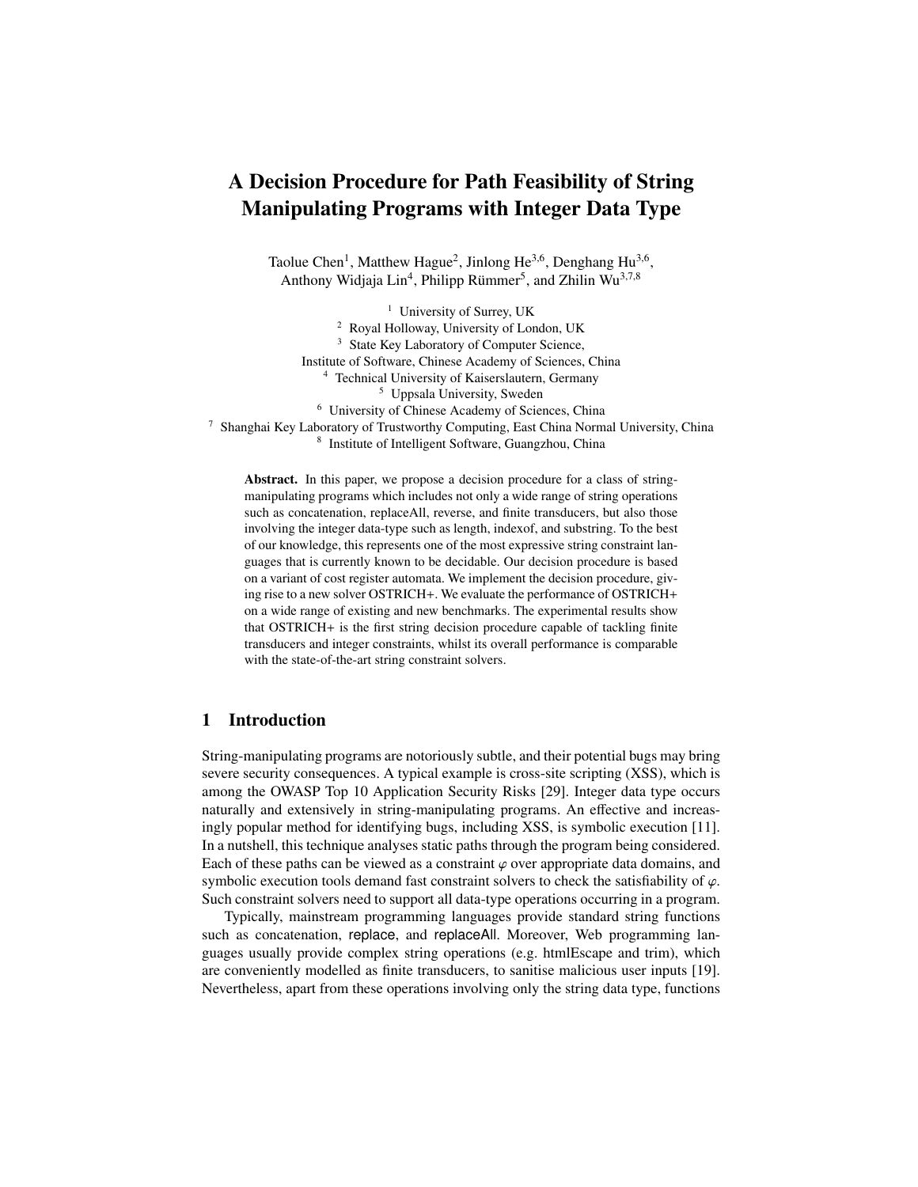# A Decision Procedure for Path Feasibility of String Manipulating Programs with Integer Data Type

Taolue Chen[1], Matthew Hague[2], Jinlong He[3,6], Denghang Hu[3,6], Anthony Widjaja Lin[4], Philipp Rümmer[5], and Zhilin Wu[3,7,8]

[1] University of Surrey, UK
[2] Royal Holloway, University of London, UK
[3] State Key Laboratory of Computer Science, Institute of Software, Chinese Academy of Sciences, China
[4] Technical University of Kaiserslautern, Germany
[5] Uppsala University, Sweden
[6] University of Chinese Academy of Sciences, China
[7] Shanghai Key Laboratory of Trustworthy Computing, East China Normal University, China
[8] Institute of Intelligent Software, Guangzhou, China

**Abstract.** In this paper, we propose a decision procedure for a class of string-manipulating programs which includes not only a wide range of string operations such as concatenation, replaceAll, reverse, and finite transducers, but also those involving the integer data-type such as length, indexof, and substring. To the best of our knowledge, this represents one of the most expressive string constraint languages that is currently known to be decidable. Our decision procedure is based on a variant of cost register automata. We implement the decision procedure, giving rise to a new solver OSTRICH+. We evaluate the performance of OSTRICH+ on a wide range of existing and new benchmarks. The experimental results show that OSTRICH+ is the first string decision procedure capable of tackling finite transducers and integer constraints, whilst its overall performance is comparable with the state-of-the-art string constraint solvers.

## 1 Introduction

String-manipulating programs are notoriously subtle, and their potential bugs may bring severe security consequences. A typical example is cross-site scripting (XSS), which is among the OWASP Top 10 Application Security Risks [29]. Integer data type occurs naturally and extensively in string-manipulating programs. An effective and increasingly popular method for identifying bugs, including XSS, is symbolic execution [11]. In a nutshell, this technique analyses static paths through the program being considered. Each of these paths can be viewed as a constraint $\varphi$ over appropriate data domains, and symbolic execution tools demand fast constraint solvers to check the satisfiability of $\varphi$. Such constraint solvers need to support all data-type operations occurring in a program.

Typically, mainstream programming languages provide standard string functions such as concatenation, replace, and replaceAll. Moreover, Web programming languages usually provide complex string operations (e.g. htmlEscape and trim), which are conveniently modelled as finite transducers, to sanitise malicious user inputs [19]. Nevertheless, apart from these operations involving only the string data type, functions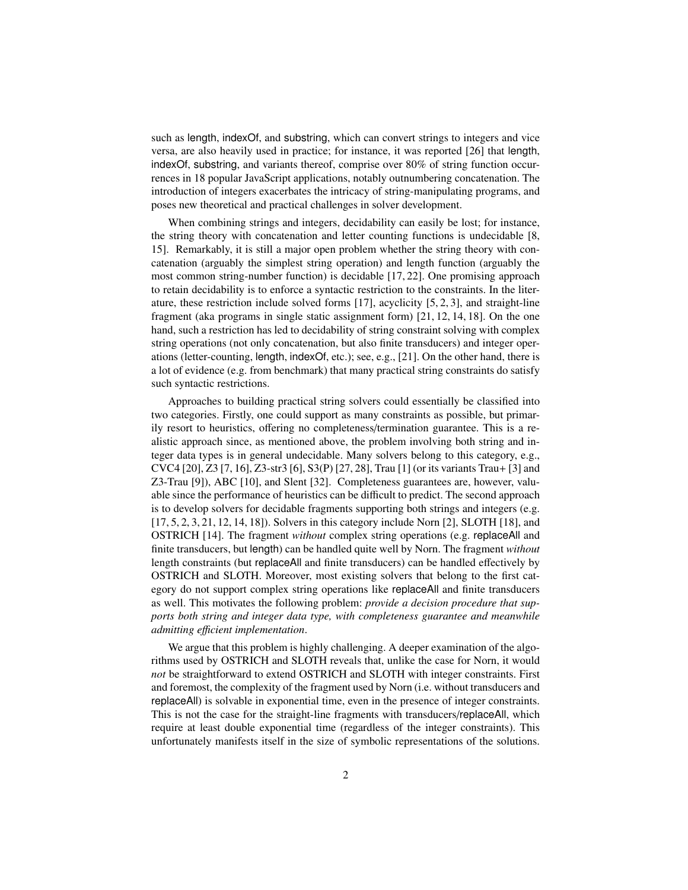such as length, indexOf, and substring, which can convert strings to integers and vice versa, are also heavily used in practice; for instance, it was reported [26] that length, indexOf, substring, and variants thereof, comprise over 80% of string function occurrences in 18 popular JavaScript applications, notably outnumbering concatenation. The introduction of integers exacerbates the intricacy of string-manipulating programs, and poses new theoretical and practical challenges in solver development.

When combining strings and integers, decidability can easily be lost; for instance, the string theory with concatenation and letter counting functions is undecidable [8, 15]. Remarkably, it is still a major open problem whether the string theory with concatenation (arguably the simplest string operation) and length function (arguably the most common string-number function) is decidable [17, 22]. One promising approach to retain decidability is to enforce a syntactic restriction to the constraints. In the literature, these restriction include solved forms [17], acyclicity [5, 2, 3], and straight-line fragment (aka programs in single static assignment form) [21, 12, 14, 18]. On the one hand, such a restriction has led to decidability of string constraint solving with complex string operations (not only concatenation, but also finite transducers) and integer operations (letter-counting, length, indexOf, etc.); see, e.g., [21]. On the other hand, there is a lot of evidence (e.g. from benchmark) that many practical string constraints do satisfy such syntactic restrictions.

Approaches to building practical string solvers could essentially be classified into two categories. Firstly, one could support as many constraints as possible, but primarily resort to heuristics, offering no completeness/termination guarantee. This is a realistic approach since, as mentioned above, the problem involving both string and integer data types is in general undecidable. Many solvers belong to this category, e.g., CVC4 [20], Z3 [7, 16], Z3-str3 [6], S3(P) [27, 28], Trau [1] (or its variants Trau+ [3] and Z3-Trau [9]), ABC [10], and Slent [32]. Completeness guarantees are, however, valuable since the performance of heuristics can be difficult to predict. The second approach is to develop solvers for decidable fragments supporting both strings and integers (e.g. [17, 5, 2, 3, 21, 12, 14, 18]). Solvers in this category include Norn [2], SLOTH [18], and OSTRICH [14]. The fragment *without* complex string operations (e.g. replaceAll and finite transducers, but length) can be handled quite well by Norn. The fragment *without* length constraints (but replaceAll and finite transducers) can be handled effectively by OSTRICH and SLOTH. Moreover, most existing solvers that belong to the first category do not support complex string operations like replaceAll and finite transducers as well. This motivates the following problem: *provide a decision procedure that supports both string and integer data type, with completeness guarantee and meanwhile admitting efficient implementation*.

We argue that this problem is highly challenging. A deeper examination of the algorithms used by OSTRICH and SLOTH reveals that, unlike the case for Norn, it would *not* be straightforward to extend OSTRICH and SLOTH with integer constraints. First and foremost, the complexity of the fragment used by Norn (i.e. without transducers and replaceAll) is solvable in exponential time, even in the presence of integer constraints. This is not the case for the straight-line fragments with transducers/replaceAll, which require at least double exponential time (regardless of the integer constraints). This unfortunately manifests itself in the size of symbolic representations of the solutions.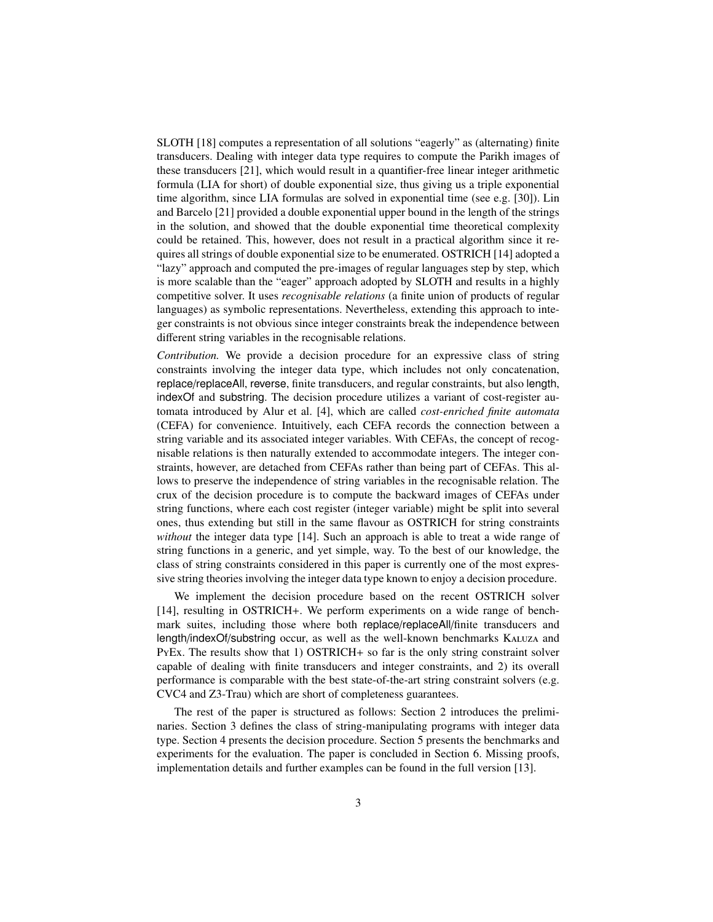SLOTH [18] computes a representation of all solutions "eagerly" as (alternating) finite transducers. Dealing with integer data type requires to compute the Parikh images of these transducers [21], which would result in a quantifier-free linear integer arithmetic formula (LIA for short) of double exponential size, thus giving us a triple exponential time algorithm, since LIA formulas are solved in exponential time (see e.g. [30]). Lin and Barcelo [21] provided a double exponential upper bound in the length of the strings in the solution, and showed that the double exponential time theoretical complexity could be retained. This, however, does not result in a practical algorithm since it requires all strings of double exponential size to be enumerated. OSTRICH [14] adopted a "lazy" approach and computed the pre-images of regular languages step by step, which is more scalable than the "eager" approach adopted by SLOTH and results in a highly competitive solver. It uses *recognisable relations* (a finite union of products of regular languages) as symbolic representations. Nevertheless, extending this approach to integer constraints is not obvious since integer constraints break the independence between different string variables in the recognisable relations.

*Contribution.* We provide a decision procedure for an expressive class of string constraints involving the integer data type, which includes not only concatenation, replace/replaceAll, reverse, finite transducers, and regular constraints, but also length, indexOf and substring. The decision procedure utilizes a variant of cost-register automata introduced by Alur et al. [4], which are called *cost-enriched finite automata* (CEFA) for convenience. Intuitively, each CEFA records the connection between a string variable and its associated integer variables. With CEFAs, the concept of recognisable relations is then naturally extended to accommodate integers. The integer constraints, however, are detached from CEFAs rather than being part of CEFAs. This allows to preserve the independence of string variables in the recognisable relation. The crux of the decision procedure is to compute the backward images of CEFAs under string functions, where each cost register (integer variable) might be split into several ones, thus extending but still in the same flavour as OSTRICH for string constraints *without* the integer data type [14]. Such an approach is able to treat a wide range of string functions in a generic, and yet simple, way. To the best of our knowledge, the class of string constraints considered in this paper is currently one of the most expressive string theories involving the integer data type known to enjoy a decision procedure.

We implement the decision procedure based on the recent OSTRICH solver [14], resulting in OSTRICH+. We perform experiments on a wide range of benchmark suites, including those where both replace/replaceAll/finite transducers and length/indexOf/substring occur, as well as the well-known benchmarks KALUZA and PYEX. The results show that 1) OSTRICH+ so far is the only string constraint solver capable of dealing with finite transducers and integer constraints, and 2) its overall performance is comparable with the best state-of-the-art string constraint solvers (e.g. CVC4 and Z3-Trau) which are short of completeness guarantees.

The rest of the paper is structured as follows: Section 2 introduces the preliminaries. Section 3 defines the class of string-manipulating programs with integer data type. Section 4 presents the decision procedure. Section 5 presents the benchmarks and experiments for the evaluation. The paper is concluded in Section 6. Missing proofs, implementation details and further examples can be found in the full version [13].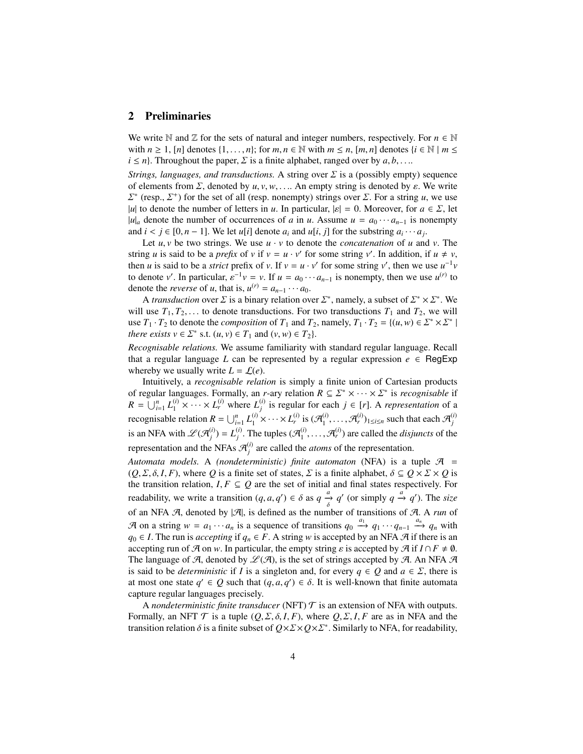## 2 Preliminaries

We write $\mathbb{N}$ and $\mathbb{Z}$ for the sets of natural and integer numbers, respectively. For $n \in \mathbb{N}$ with $n \geq 1$, $[n]$ denotes $\{1, \ldots, n\}$; for $m, n \in \mathbb{N}$ with $m \leq n$, $[m, n]$ denotes $\{i \in \mathbb{N} \mid m \leq i \leq n\}$. Throughout the paper, $\Sigma$ is a finite alphabet, ranged over by $a, b, \ldots$.

*Strings, languages, and transductions.* A string over $\Sigma$ is a (possibly empty) sequence of elements from $\Sigma$, denoted by $u, v, w, \ldots$. An empty string is denoted by $\varepsilon$. We write $\Sigma^*$ (resp., $\Sigma^+$) for the set of all (resp. nonempty) strings over $\Sigma$. For a string $u$, we use $|u|$ to denote the number of letters in $u$. In particular, $|\varepsilon| = 0$. Moreover, for $a \in \Sigma$, let $|u|_a$ denote the number of occurrences of $a$ in $u$. Assume $u = a_0 \cdots a_{n-1}$ is nonempty and $i < j \in [0, n-1]$. We let $u[i]$ denote $a_i$ and $u[i, j]$ for the substring $a_i \cdots a_j$.

Let $u, v$ be two strings. We use $u \cdot v$ to denote the *concatenation* of $u$ and $v$. The string $u$ is said to be a *prefix* of $v$ if $v = u \cdot v'$ for some string $v'$. In addition, if $u \neq v$, then $u$ is said to be a *strict* prefix of $v$. If $v = u \cdot v'$ for some string $v'$, then we use $u^{-1}v$ to denote $v'$. In particular, $\varepsilon^{-1}v = v$. If $u = a_0 \cdots a_{n-1}$ is nonempty, then we use $u^{(r)}$ to denote the *reverse* of $u$, that is, $u^{(r)} = a_{n-1} \cdots a_0$.

A *transduction* over $\Sigma$ is a binary relation over $\Sigma^*$, namely, a subset of $\Sigma^* \times \Sigma^*$. We will use $T_1, T_2, \ldots$ to denote transductions. For two transductions $T_1$ and $T_2$, we will use $T_1 \cdot T_2$ to denote the *composition* of $T_1$ and $T_2$, namely, $T_1 \cdot T_2 = \{(u, w) \in \Sigma^* \times \Sigma^* \mid$ *there exists* $v \in \Sigma^*$ s.t. $(u, v) \in T_1$ and $(v, w) \in T_2\}$.

*Recognisable relations.* We assume familiarity with standard regular language. Recall that a regular language $L$ can be represented by a regular expression $e \in \mathsf{RegExp}$ whereby we usually write $L = \mathcal{L}(e)$.

Intuitively, a *recognisable relation* is simply a finite union of Cartesian products of regular languages. Formally, an $r$-ary relation $R \subseteq \Sigma^* \times \cdots \times \Sigma^*$ is *recognisable* if $R = \bigcup_{i=1}^{n} L_1^{(i)} \times \cdots \times L_r^{(i)}$ where $L_j^{(i)}$ is regular for each $j \in [r]$. A *representation* of a recognisable relation $R = \bigcup_{i=1}^{n} L_1^{(i)} \times \cdots \times L_r^{(i)}$ is $(\mathcal{A}_1^{(i)}, \ldots, \mathcal{A}_r^{(i)})_{1 \leq i \leq n}$ such that each $\mathcal{A}_j^{(i)}$ is an NFA with $\mathscr{L}(\mathcal{A}_j^{(i)}) = L_j^{(i)}$. The tuples $(\mathcal{A}_1^{(i)}, \ldots, \mathcal{A}_r^{(i)})$ are called the *disjuncts* of the representation and the NFAs $\mathcal{A}_j^{(i)}$ are called the *atoms* of the representation.

*Automata models.* A *(nondeterministic) finite automaton* (NFA) is a tuple $\mathcal{A} = (Q, \Sigma, \delta, I, F)$, where $Q$ is a finite set of states, $\Sigma$ is a finite alphabet, $\delta \subseteq Q \times \Sigma \times Q$ is the transition relation, $I, F \subseteq Q$ are the set of initial and final states respectively. For readability, we write a transition $(q, a, q') \in \delta$ as $q \xrightarrow[\delta]{a} q'$ (or simply $q \xrightarrow{a} q'$). The *size* of an NFA $\mathcal{A}$, denoted by $|\mathcal{A}|$, is defined as the number of transitions of $\mathcal{A}$. A *run* of $\mathcal{A}$ on a string $w = a_1 \cdots a_n$ is a sequence of transitions $q_0 \xrightarrow{a_1} q_1 \cdots q_{n-1} \xrightarrow{a_n} q_n$ with $q_0 \in I$. The run is *accepting* if $q_n \in F$. A string $w$ is accepted by an NFA $\mathcal{A}$ if there is an accepting run of $\mathcal{A}$ on $w$. In particular, the empty string $\varepsilon$ is accepted by $\mathcal{A}$ if $I \cap F \neq \emptyset$. The language of $\mathcal{A}$, denoted by $\mathscr{L}(\mathcal{A})$, is the set of strings accepted by $\mathcal{A}$. An NFA $\mathcal{A}$ is said to be *deterministic* if $I$ is a singleton and, for every $q \in Q$ and $a \in \Sigma$, there is at most one state $q' \in Q$ such that $(q, a, q') \in \delta$. It is well-known that finite automata capture regular languages precisely.

A *nondeterministic finite transducer* (NFT) $\mathcal{T}$ is an extension of NFA with outputs. Formally, an NFT $\mathcal{T}$ is a tuple $(Q, \Sigma, \delta, I, F)$, where $Q, \Sigma, I, F$ are as in NFA and the transition relation $\delta$ is a finite subset of $Q \times \Sigma \times Q \times \Sigma^*$. Similarly to NFA, for readability,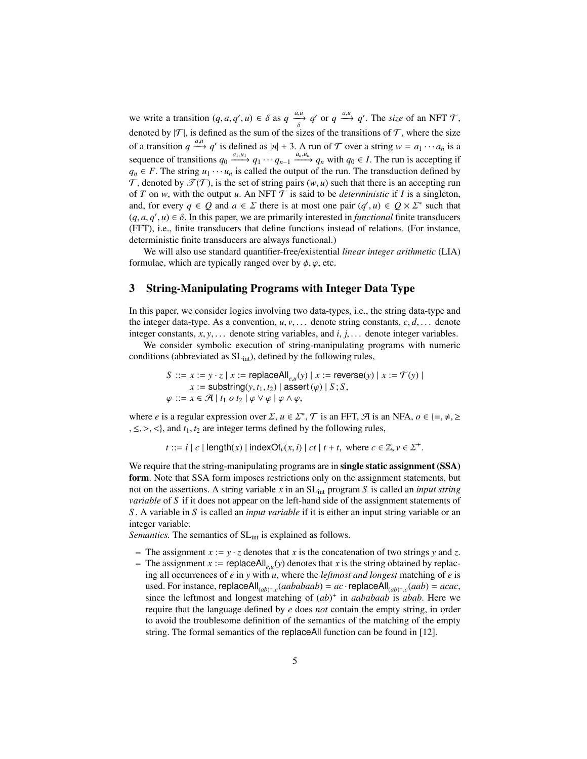we write a transition $(q, a, q', u) \in \delta$ as $q \xrightarrow[\delta]{a,u} q'$ or $q \xrightarrow{a,u} q'$. The *size* of an NFT $\mathcal{T}$, denoted by $|\mathcal{T}|$, is defined as the sum of the sizes of the transitions of $\mathcal{T}$, where the size of a transition $q \xrightarrow{a,u} q'$ is defined as $|u| + 3$. A run of $\mathcal{T}$ over a string $w = a_1 \cdots a_n$ is a sequence of transitions $q_0 \xrightarrow{a_1,u_1} q_1 \cdots q_{n-1} \xrightarrow{a_n,u_n} q_n$ with $q_0 \in I$. The run is accepting if $q_n \in F$. The string $u_1 \cdots u_n$ is called the output of the run. The transduction defined by $\mathcal{T}$, denoted by $\mathscr{T}(\mathcal{T})$, is the set of string pairs $(w, u)$ such that there is an accepting run of $T$ on $w$, with the output $u$. An NFT $\mathcal{T}$ is said to be *deterministic* if $I$ is a singleton, and, for every $q \in Q$ and $a \in \Sigma$ there is at most one pair $(q', u) \in Q \times \Sigma^*$ such that $(q, a, q', u) \in \delta$. In this paper, we are primarily interested in *functional* finite transducers (FFT), i.e., finite transducers that define functions instead of relations. (For instance, deterministic finite transducers are always functional.)

We will also use standard quantifier-free/existential *linear integer arithmetic* (LIA) formulae, which are typically ranged over by $\phi, \varphi$, etc.

## 3 String-Manipulating Programs with Integer Data Type

In this paper, we consider logics involving two data-types, i.e., the string data-type and the integer data-type. As a convention, $u, v, \ldots$ denote string constants, $c, d, \ldots$ denote integer constants, $x, y, \ldots$ denote string variables, and $i, j, \ldots$ denote integer variables.

We consider symbolic execution of string-manipulating programs with numeric conditions (abbreviated as $\mathrm{SL}_{\mathrm{int}}$), defined by the following rules,

$$
\begin{aligned}
S &::= x := y \cdot z \mid x := \mathsf{replaceAll}_{e,u}(y) \mid x := \mathsf{reverse}(y) \mid x := \mathcal{T}(y) \mid \\
&\quad\;\; x := \mathsf{substring}(y, t_1, t_2) \mid \mathsf{assert}(\varphi) \mid S; S, \\
\varphi &::= x \in \mathcal{A} \mid t_1 \; o \; t_2 \mid \varphi \vee \varphi \mid \varphi \wedge \varphi,
\end{aligned}
$$

where $e$ is a regular expression over $\Sigma$, $u \in \Sigma^*$, $\mathcal{T}$ is an FFT, $\mathcal{A}$ is an NFA, $o \in \{=, \neq, \geq, \leq, >, <\}$, and $t_1, t_2$ are integer terms defined by the following rules,

$$
t ::= i \mid c \mid \mathsf{length}(x) \mid \mathsf{indexOf}_v(x, i) \mid ct \mid t + t, \text{ where } c \in \mathbb{Z}, v \in \Sigma^+.
$$

We require that the string-manipulating programs are in **single static assignment (SSA) form**. Note that SSA form imposes restrictions only on the assignment statements, but not on the assertions. A string variable $x$ in an $\mathrm{SL}_{\mathrm{int}}$ program $S$ is called an *input string variable* of $S$ if it does not appear on the left-hand side of the assignment statements of $S$. A variable in $S$ is called an *input variable* if it is either an input string variable or an integer variable.

*Semantics.* The semantics of $\mathrm{SL}_{\mathrm{int}}$ is explained as follows.

- The assignment $x := y \cdot z$ denotes that $x$ is the concatenation of two strings $y$ and $z$.
- The assignment $x := \mathsf{replaceAll}_{e,u}(y)$ denotes that $x$ is the string obtained by replacing all occurrences of $e$ in $y$ with $u$, where the *leftmost and longest* matching of $e$ is used. For instance, $\mathsf{replaceAll}_{(ab)^+,c}(aababaab) = ac \cdot \mathsf{replaceAll}_{(ab)^+,c}(aab) = acac$, since the leftmost and longest matching of $(ab)^+$ in $aababaab$ is $abab$. Here we require that the language defined by $e$ does *not* contain the empty string, in order to avoid the troublesome definition of the semantics of the matching of the empty string. The formal semantics of the replaceAll function can be found in [12].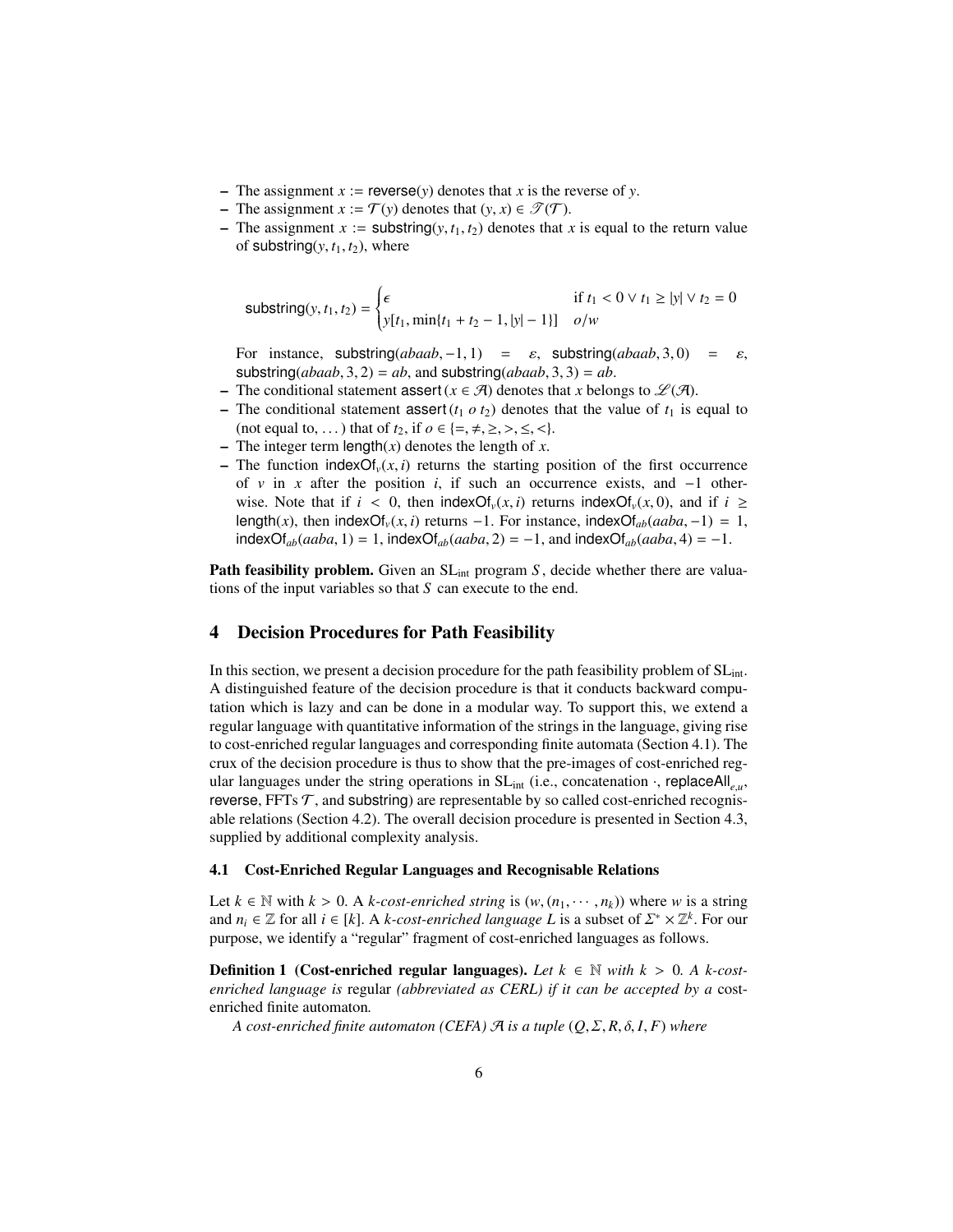- The assignment $x := \mathsf{reverse}(y)$ denotes that $x$ is the reverse of $y$.
- The assignment $x := \mathcal{T}(y)$ denotes that $(y, x) \in \mathscr{T}(\mathcal{T})$.
- The assignment $x := \mathsf{substring}(y, t_1, t_2)$ denotes that $x$ is equal to the return value of $\mathsf{substring}(y, t_1, t_2)$, where

$$\mathsf{substring}(y, t_1, t_2) = \begin{cases} \epsilon & \text{if } t_1 < 0 \vee t_1 \geq |y| \vee t_2 = 0 \\ y[t_1, \min\{t_1 + t_2 - 1, |y| - 1\}] & o/w \end{cases}$$

  For instance, $\mathsf{substring}(abaab, -1, 1) = \varepsilon$, $\mathsf{substring}(abaab, 3, 0) = \varepsilon$, $\mathsf{substring}(abaab, 3, 2) = ab$, and $\mathsf{substring}(abaab, 3, 3) = ab$.
- The conditional statement $\mathsf{assert}\,(x \in \mathcal{A})$ denotes that $x$ belongs to $\mathscr{L}(\mathcal{A})$.
- The conditional statement $\mathsf{assert}\,(t_1\ o\ t_2)$ denotes that the value of $t_1$ is equal to (not equal to, ...) that of $t_2$, if $o \in \{=, \neq, \geq, >, \leq, <\}$.
- The integer term $\mathsf{length}(x)$ denotes the length of $x$.
- The function $\mathsf{indexOf}_v(x, i)$ returns the starting position of the first occurrence of $v$ in $x$ after the position $i$, if such an occurrence exists, and $-1$ otherwise. Note that if $i < 0$, then $\mathsf{indexOf}_v(x, i)$ returns $\mathsf{indexOf}_v(x, 0)$, and if $i \geq \mathsf{length}(x)$, then $\mathsf{indexOf}_v(x, i)$ returns $-1$. For instance, $\mathsf{indexOf}_{ab}(aaba, -1) = 1$, $\mathsf{indexOf}_{ab}(aaba, 1) = 1$, $\mathsf{indexOf}_{ab}(aaba, 2) = -1$, and $\mathsf{indexOf}_{ab}(aaba, 4) = -1$.

**Path feasibility problem.** Given an $\mathrm{SL}_{\mathrm{int}}$ program $S$, decide whether there are valuations of the input variables so that $S$ can execute to the end.

## 4 Decision Procedures for Path Feasibility

In this section, we present a decision procedure for the path feasibility problem of $\mathrm{SL}_{\mathrm{int}}$. A distinguished feature of the decision procedure is that it conducts backward computation which is lazy and can be done in a modular way. To support this, we extend a regular language with quantitative information of the strings in the language, giving rise to cost-enriched regular languages and corresponding finite automata (Section 4.1). The crux of the decision procedure is thus to show that the pre-images of cost-enriched regular languages under the string operations in $\mathrm{SL}_{\mathrm{int}}$ (i.e., concatenation $\cdot$, $\mathsf{replaceAll}_{e,u}$, $\mathsf{reverse}$, FFTs $\mathcal{T}$, and $\mathsf{substring}$) are representable by so called cost-enriched recognisable relations (Section 4.2). The overall decision procedure is presented in Section 4.3, supplied by additional complexity analysis.

### 4.1 Cost-Enriched Regular Languages and Recognisable Relations

Let $k \in \mathbb{N}$ with $k > 0$. A *$k$-cost-enriched string* is $(w, (n_1, \cdots, n_k))$ where $w$ is a string and $n_i \in \mathbb{Z}$ for all $i \in [k]$. A *$k$-cost-enriched language* $L$ is a subset of $\Sigma^* \times \mathbb{Z}^k$. For our purpose, we identify a "regular" fragment of cost-enriched languages as follows.

**Definition 1 (Cost-enriched regular languages).** *Let $k \in \mathbb{N}$ with $k > 0$. A $k$-cost-enriched language is* regular *(abbreviated as CERL) if it can be accepted by a* cost-enriched finite automaton*.*

*A cost-enriched finite automaton (CEFA) $\mathcal{A}$ is a tuple $(Q, \Sigma, R, \delta, I, F)$ where*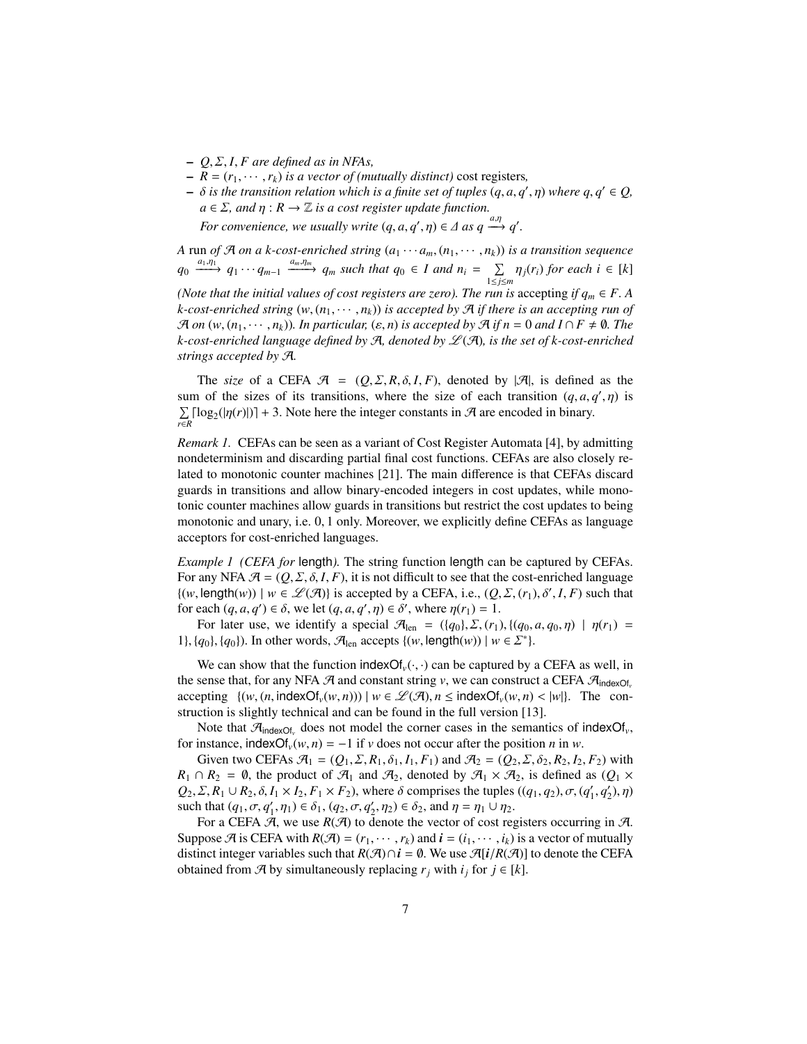- $Q, \Sigma, I, F$ are defined as in NFAs,
- $R = (r_1, \cdots, r_k)$ is a vector of (mutually distinct) cost registers,
- $\delta$ is the transition relation which is a finite set of tuples $(q, a, q', \eta)$ where $q, q' \in Q$, $a \in \Sigma$, and $\eta : R \to \mathbb{Z}$ is a cost register update function.

  For convenience, we usually write $(q, a, q', \eta) \in \Delta$ as $q \xrightarrow{a,\eta} q'$.

*A* run *of $\mathcal{A}$ on a k-cost-enriched string $(a_1 \cdots a_m, (n_1, \cdots, n_k))$ is a transition sequence $q_0 \xrightarrow{a_1,\eta_1} q_1 \cdots q_{m-1} \xrightarrow{a_m,\eta_m} q_m$ such that $q_0 \in I$ and $n_i = \sum_{1 \leq j \leq m} \eta_j(r_i)$ for each $i \in [k]$ (Note that the initial values of cost registers are zero). The run is* accepting *if $q_m \in F$. A k-cost-enriched string $(w, (n_1, \cdots, n_k))$ is accepted by $\mathcal{A}$ if there is an accepting run of $\mathcal{A}$ on $(w, (n_1, \cdots, n_k))$. In particular, $(\varepsilon, n)$ is accepted by $\mathcal{A}$ if $n = 0$ and $I \cap F \neq \emptyset$. The k-cost-enriched language defined by $\mathcal{A}$, denoted by $\mathscr{L}(\mathcal{A})$, is the set of k-cost-enriched strings accepted by $\mathcal{A}$.*

The *size* of a CEFA $\mathcal{A} = (Q, \Sigma, R, \delta, I, F)$, denoted by $|\mathcal{A}|$, is defined as the sum of the sizes of its transitions, where the size of each transition $(q, a, q', \eta)$ is $\sum_{r \in R} \lceil \log_2(|\eta(r)|) \rceil + 3$. Note here the integer constants in $\mathcal{A}$ are encoded in binary.

*Remark 1.* CEFAs can be seen as a variant of Cost Register Automata [4], by admitting nondeterminism and discarding partial final cost functions. CEFAs are also closely related to monotonic counter machines [21]. The main difference is that CEFAs discard guards in transitions and allow binary-encoded integers in cost updates, while monotonic counter machines allow guards in transitions but restrict the cost updates to being monotonic and unary, i.e. 0, 1 only. Moreover, we explicitly define CEFAs as language acceptors for cost-enriched languages.

*Example 1 (CEFA for* length*).* The string function length can be captured by CEFAs. For any NFA $\mathcal{A} = (Q, \Sigma, \delta, I, F)$, it is not difficult to see that the cost-enriched language $\{(w, \mathsf{length}(w)) \mid w \in \mathscr{L}(\mathcal{A})\}$ is accepted by a CEFA, i.e., $(Q, \Sigma, (r_1), \delta', I, F)$ such that for each $(q, a, q') \in \delta$, we let $(q, a, q', \eta) \in \delta'$, where $\eta(r_1) = 1$.

For later use, we identify a special $\mathcal{A}_{\mathsf{len}} = (\{q_0\}, \Sigma, (r_1), \{(q_0, a, q_0, \eta) \mid \eta(r_1) = 1\}, \{q_0\}, \{q_0\})$. In other words, $\mathcal{A}_{\mathsf{len}}$ accepts $\{(w, \mathsf{length}(w)) \mid w \in \Sigma^*\}$.

We can show that the function $\mathsf{indexOf}_v(\cdot, \cdot)$ can be captured by a CEFA as well, in the sense that, for any NFA $\mathcal{A}$ and constant string $v$, we can construct a CEFA $\mathcal{A}_{\mathsf{indexOf}_v}$ accepting $\{(w, (n, \mathsf{indexOf}_v(w, n))) \mid w \in \mathscr{L}(\mathcal{A}), n \leq \mathsf{indexOf}_v(w, n) < |w|\}$. The construction is slightly technical and can be found in the full version [13].

Note that $\mathcal{A}_{\mathsf{indexOf}_v}$ does not model the corner cases in the semantics of $\mathsf{indexOf}_v$, for instance, $\mathsf{indexOf}_v(w, n) = -1$ if $v$ does not occur after the position $n$ in $w$.

Given two CEFAs $\mathcal{A}_1 = (Q_1, \Sigma, R_1, \delta_1, I_1, F_1)$ and $\mathcal{A}_2 = (Q_2, \Sigma, \delta_2, R_2, I_2, F_2)$ with $R_1 \cap R_2 = \emptyset$, the product of $\mathcal{A}_1$ and $\mathcal{A}_2$, denoted by $\mathcal{A}_1 \times \mathcal{A}_2$, is defined as $(Q_1 \times Q_2, \Sigma, R_1 \cup R_2, \delta, I_1 \times I_2, F_1 \times F_2)$, where $\delta$ comprises the tuples $((q_1, q_2), \sigma, (q'_1, q'_2), \eta)$ such that $(q_1, \sigma, q'_1, \eta_1) \in \delta_1$, $(q_2, \sigma, q'_2, \eta_2) \in \delta_2$, and $\eta = \eta_1 \cup \eta_2$.

For a CEFA $\mathcal{A}$, we use $R(\mathcal{A})$ to denote the vector of cost registers occurring in $\mathcal{A}$. Suppose $\mathcal{A}$ is CEFA with $R(\mathcal{A}) = (r_1, \cdots, r_k)$ and $\boldsymbol{i} = (i_1, \cdots, i_k)$ is a vector of mutually distinct integer variables such that $R(\mathcal{A}) \cap \boldsymbol{i} = \emptyset$. We use $\mathcal{A}[\boldsymbol{i}/R(\mathcal{A})]$ to denote the CEFA obtained from $\mathcal{A}$ by simultaneously replacing $r_j$ with $i_j$ for $j \in [k]$.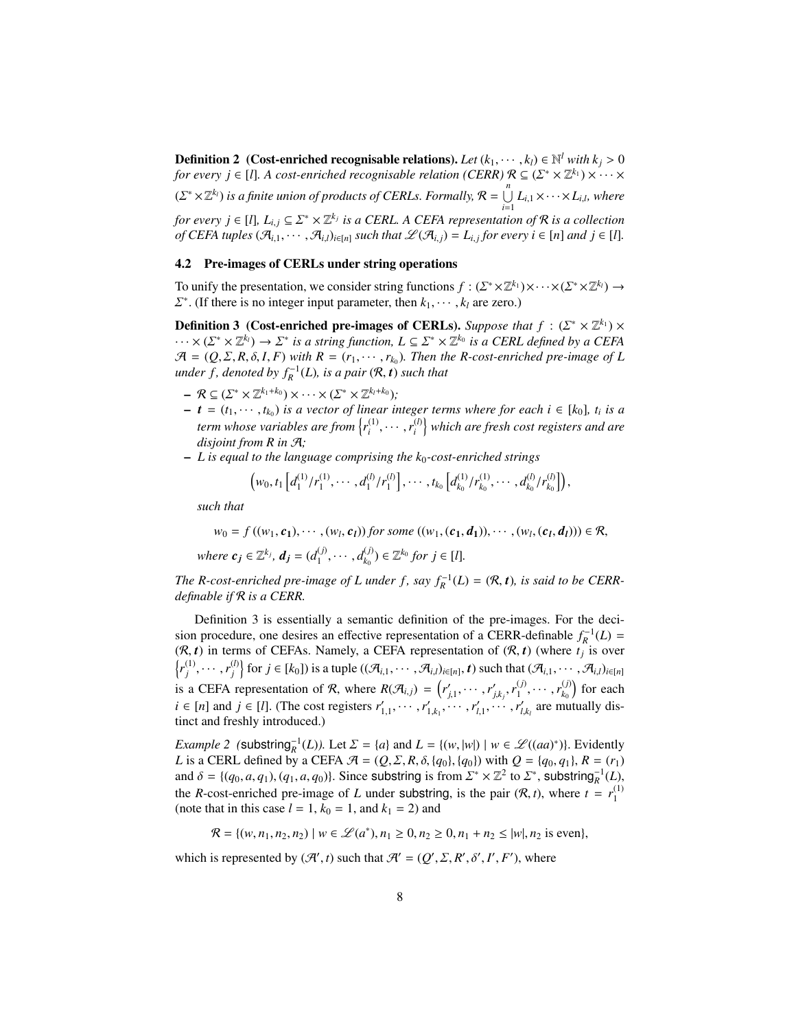**Definition 2** **(Cost-enriched recognisable relations).** *Let $(k_1, \cdots, k_l) \in \mathbb{N}^l$ with $k_j > 0$ for every $j \in [l]$. A cost-enriched recognisable relation (CERR) $\mathcal{R} \subseteq (\Sigma^* \times \mathbb{Z}^{k_1}) \times \cdots \times (\Sigma^* \times \mathbb{Z}^{k_l})$ is a finite union of products of CERLs. Formally, $\mathcal{R} = \bigcup_{i=1}^{n} L_{i,1} \times \cdots \times L_{i,l}$, where for every $j \in [l]$, $L_{i,j} \subseteq \Sigma^* \times \mathbb{Z}^{k_j}$ is a CERL. A CEFA representation of $\mathcal{R}$ is a collection of CEFA tuples $(\mathcal{A}_{i,1}, \cdots, \mathcal{A}_{i,l})_{i \in [n]}$ such that $\mathscr{L}(\mathcal{A}_{i,j}) = L_{i,j}$ for every $i \in [n]$ and $j \in [l]$.*

### 4.2 Pre-images of CERLs under string operations

To unify the presentation, we consider string functions $f : (\Sigma^* \times \mathbb{Z}^{k_1}) \times \cdots \times (\Sigma^* \times \mathbb{Z}^{k_l}) \to \Sigma^*$. (If there is no integer input parameter, then $k_1, \cdots, k_l$ are zero.)

**Definition 3** **(Cost-enriched pre-images of CERLs).** *Suppose that $f : (\Sigma^* \times \mathbb{Z}^{k_1}) \times \cdots \times (\Sigma^* \times \mathbb{Z}^{k_l}) \to \Sigma^*$ is a string function, $L \subseteq \Sigma^* \times \mathbb{Z}^{k_0}$ is a CERL defined by a CEFA $\mathcal{A} = (Q, \Sigma, R, \delta, I, F)$ with $R = (r_1, \cdots, r_{k_0})$. Then the R-cost-enriched pre-image of $L$ under $f$, denoted by $f_R^{-1}(L)$, is a pair $(\mathcal{R}, \boldsymbol{t})$ such that*

- *$\mathcal{R} \subseteq (\Sigma^* \times \mathbb{Z}^{k_1 + k_0}) \times \cdots \times (\Sigma^* \times \mathbb{Z}^{k_l + k_0})$;*
- *$\boldsymbol{t} = (t_1, \cdots, t_{k_0})$ is a vector of linear integer terms where for each $i \in [k_0]$, $t_i$ is a term whose variables are from $\left\{r_i^{(1)}, \cdots, r_i^{(l)}\right\}$ which are fresh cost registers and are disjoint from $R$ in $\mathcal{A}$;*
- *$L$ is equal to the language comprising the $k_0$-cost-enriched strings*

$$\left(w_0, t_1\left[d_1^{(1)}/r_1^{(1)}, \cdots, d_1^{(l)}/r_1^{(l)}\right], \cdots, t_{k_0}\left[d_{k_0}^{(1)}/r_{k_0}^{(1)}, \cdots, d_{k_0}^{(l)}/r_{k_0}^{(l)}\right]\right),$$

*such that*

$$w_0 = f\left((w_1, \boldsymbol{c_1}), \cdots, (w_l, \boldsymbol{c_l})\right) \text{ for some } ((w_1, (\boldsymbol{c_1}, \boldsymbol{d_1})), \cdots, (w_l, (\boldsymbol{c_l}, \boldsymbol{d_l}))) \in \mathcal{R},$$

*where $\boldsymbol{c_j} \in \mathbb{Z}^{k_j}$, $\boldsymbol{d_j} = (d_1^{(j)}, \cdots, d_{k_0}^{(j)}) \in \mathbb{Z}^{k_0}$ for $j \in [l]$.*

*The R-cost-enriched pre-image of $L$ under $f$, say $f_R^{-1}(L) = (\mathcal{R}, \boldsymbol{t})$, is said to be CERR-definable if $\mathcal{R}$ is a CERR.*

Definition 3 is essentially a semantic definition of the pre-images. For the decision procedure, one desires an effective representation of a CERR-definable $f_R^{-1}(L) = (\mathcal{R}, \boldsymbol{t})$ in terms of CEFAs. Namely, a CEFA representation of $(\mathcal{R}, \boldsymbol{t})$ (where $t_j$ is over $\left\{r_j^{(1)}, \cdots, r_j^{(l)}\right\}$ for $j \in [k_0]$) is a tuple $((\mathcal{A}_{i,1}, \cdots, \mathcal{A}_{i,l})_{i \in [n]}, \boldsymbol{t})$ such that $(\mathcal{A}_{i,1}, \cdots, \mathcal{A}_{i,l})_{i \in [n]}$ is a CEFA representation of $\mathcal{R}$, where $R(\mathcal{A}_{i,j}) = \left(r'_{j,1}, \cdots, r'_{j,k_j}, r_1^{(j)}, \cdots, r_{k_0}^{(j)}\right)$ for each $i \in [n]$ and $j \in [l]$. (The cost registers $r'_{1,1}, \cdots, r'_{1,k_1}, \cdots, r'_{l,1}, \cdots, r'_{l,k_l}$ are mutually distinct and freshly introduced.)

*Example 2* *($\mathsf{substring}_R^{-1}(L)$).* Let $\Sigma = \{a\}$ and $L = \{(w, |w|) \mid w \in \mathscr{L}((aa)^*)\}$. Evidently $L$ is a CERL defined by a CEFA $\mathcal{A} = (Q, \Sigma, R, \delta, \{q_0\}, \{q_0\})$ with $Q = \{q_0, q_1\}$, $R = (r_1)$ and $\delta = \{(q_0, a, q_1), (q_1, a, q_0)\}$. Since $\mathsf{substring}$ is from $\Sigma^* \times \mathbb{Z}^2$ to $\Sigma^*$, $\mathsf{substring}_R^{-1}(L)$, the $R$-cost-enriched pre-image of $L$ under $\mathsf{substring}$, is the pair $(\mathcal{R}, t)$, where $t = r_1^{(1)}$ (note that in this case $l = 1$, $k_0 = 1$, and $k_1 = 2$) and

$$\mathcal{R} = \{(w, n_1, n_2, n_2) \mid w \in \mathscr{L}(a^*), n_1 \geq 0, n_2 \geq 0, n_1 + n_2 \leq |w|, n_2 \text{ is even}\},$$

which is represented by $(\mathcal{A}', t)$ such that $\mathcal{A}' = (Q', \Sigma, R', \delta', I', F')$, where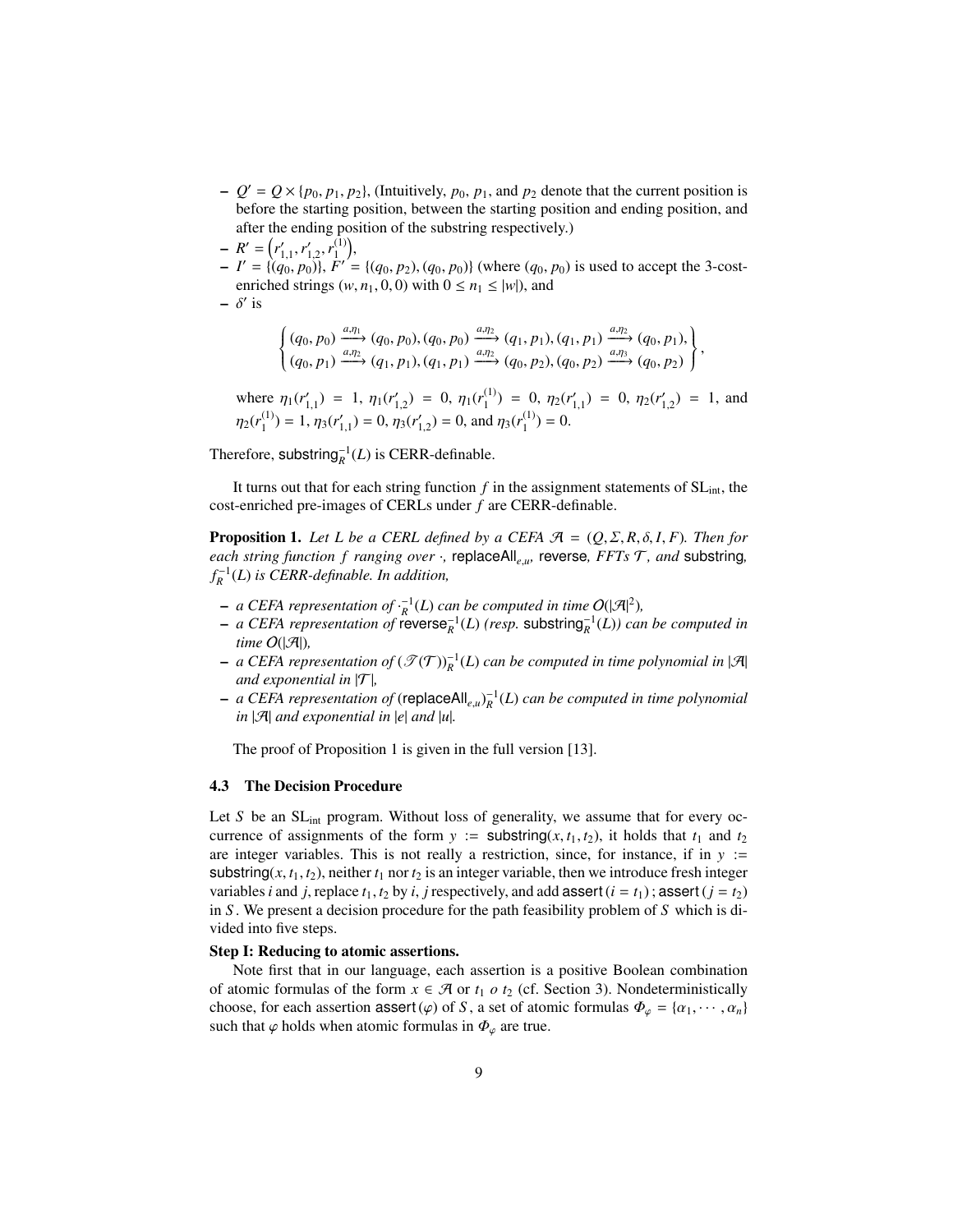- $Q' = Q \times \{p_0, p_1, p_2\}$, (Intuitively, $p_0$, $p_1$, and $p_2$ denote that the current position is before the starting position, between the starting position and ending position, and after the ending position of the substring respectively.)
- $R' = \left(r'_{1,1}, r'_{1,2}, r_1^{(1)}\right)$,
- $I' = \{(q_0, p_0)\}$, $F' = \{(q_0, p_2), (q_0, p_0)\}$ (where $(q_0, p_0)$ is used to accept the 3-cost-enriched strings $(w, n_1, 0, 0)$ with $0 \leq n_1 \leq |w|$), and
- $\delta'$ is

$$\left\{ \begin{array}{l} (q_0, p_0) \xrightarrow{a, \eta_1} (q_0, p_0), (q_0, p_0) \xrightarrow{a, \eta_2} (q_1, p_1), (q_1, p_1) \xrightarrow{a, \eta_2} (q_0, p_1), \\ (q_0, p_1) \xrightarrow{a, \eta_2} (q_1, p_1), (q_1, p_1) \xrightarrow{a, \eta_2} (q_0, p_2), (q_0, p_2) \xrightarrow{a, \eta_3} (q_0, p_2) \end{array} \right\},$$

where $\eta_1(r'_{1,1}) = 1$, $\eta_1(r'_{1,2}) = 0$, $\eta_1(r_1^{(1)}) = 0$, $\eta_2(r'_{1,1}) = 0$, $\eta_2(r'_{1,2}) = 1$, and $\eta_2(r_1^{(1)}) = 1$, $\eta_3(r'_{1,1}) = 0$, $\eta_3(r'_{1,2}) = 0$, and $\eta_3(r_1^{(1)}) = 0$.

Therefore, $\mathsf{substring}_R^{-1}(L)$ is CERR-definable.

It turns out that for each string function $f$ in the assignment statements of $\mathrm{SL}_{\mathrm{int}}$, the cost-enriched pre-images of CERLs under $f$ are CERR-definable.

**Proposition 1.** *Let $L$ be a CERL defined by a CEFA $\mathcal{A} = (Q, \Sigma, R, \delta, I, F)$. Then for each string function $f$ ranging over $\cdot$, $\mathsf{replaceAll}_{e,u}$, $\mathsf{reverse}$, FFTs $\mathcal{T}$, and $\mathsf{substring}$, $f_R^{-1}(L)$ is CERR-definable. In addition,*

- *a CEFA representation of $\cdot_R^{-1}(L)$ can be computed in time $O(|\mathcal{A}|^2)$,*
- *a CEFA representation of $\mathsf{reverse}_R^{-1}(L)$ (resp. $\mathsf{substring}_R^{-1}(L)$) can be computed in time $O(|\mathcal{A}|)$,*
- *a CEFA representation of $(\mathscr{T}(\mathcal{T}))_R^{-1}(L)$ can be computed in time polynomial in $|\mathcal{A}|$ and exponential in $|\mathcal{T}|$,*
- *a CEFA representation of $(\mathsf{replaceAll}_{e,u})_R^{-1}(L)$ can be computed in time polynomial in $|\mathcal{A}|$ and exponential in $|e|$ and $|u|$.*

The proof of Proposition 1 is given in the full version [13].

### 4.3 The Decision Procedure

Let $S$ be an $\mathrm{SL}_{\mathrm{int}}$ program. Without loss of generality, we assume that for every occurrence of assignments of the form $y := \mathsf{substring}(x, t_1, t_2)$, it holds that $t_1$ and $t_2$ are integer variables. This is not really a restriction, since, for instance, if in $y := \mathsf{substring}(x, t_1, t_2)$, neither $t_1$ nor $t_2$ is an integer variable, then we introduce fresh integer variables $i$ and $j$, replace $t_1, t_2$ by $i, j$ respectively, and add $\mathsf{assert}\,(i = t_1)$ ; $\mathsf{assert}\,(j = t_2)$ in $S$. We present a decision procedure for the path feasibility problem of $S$ which is divided into five steps.

**Step I: Reducing to atomic assertions.**

Note first that in our language, each assertion is a positive Boolean combination of atomic formulas of the form $x \in \mathcal{A}$ or $t_1\ o\ t_2$ (cf. Section 3). Nondeterministically choose, for each assertion $\mathsf{assert}\,(\varphi)$ of $S$, a set of atomic formulas $\Phi_\varphi = \{\alpha_1, \cdots, \alpha_n\}$ such that $\varphi$ holds when atomic formulas in $\Phi_\varphi$ are true.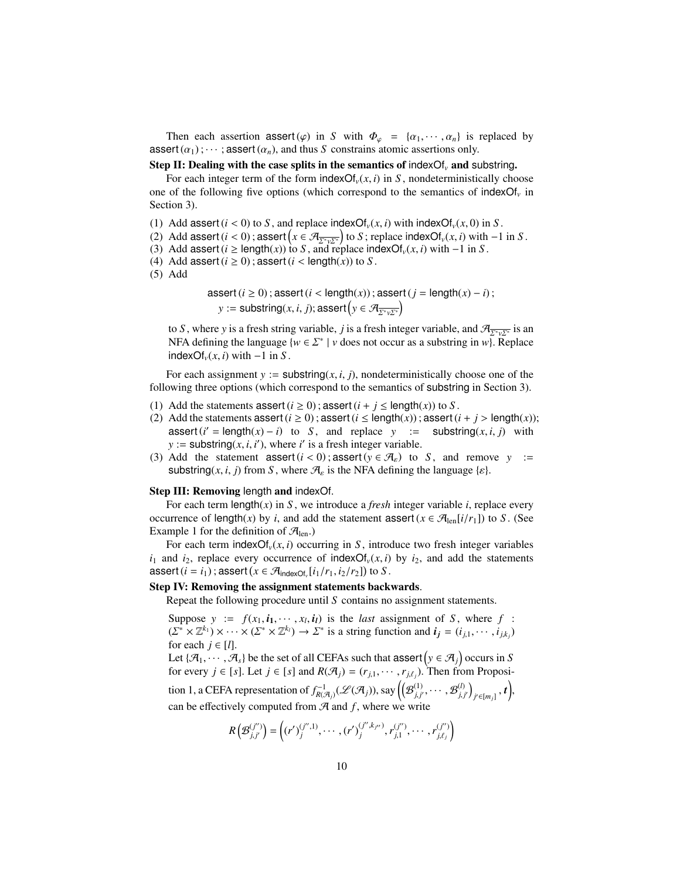Then each assertion $\mathsf{assert}(\varphi)$ in $S$ with $\Phi_\varphi = \{\alpha_1, \cdots, \alpha_n\}$ is replaced by $\mathsf{assert}(\alpha_1); \cdots; \mathsf{assert}(\alpha_n)$, and thus $S$ constrains atomic assertions only.

**Step II: Dealing with the case splits in the semantics of $\mathsf{indexOf}_v$ and $\mathsf{substring}$.**

For each integer term of the form $\mathsf{indexOf}_v(x, i)$ in $S$, nondeterministically choose one of the following five options (which correspond to the semantics of $\mathsf{indexOf}_v$ in Section 3).

(1) Add $\mathsf{assert}(i < 0)$ to $S$, and replace $\mathsf{indexOf}_v(x, i)$ with $\mathsf{indexOf}_v(x, 0)$ in $S$.
(2) Add $\mathsf{assert}(i < 0); \mathsf{assert}\left(x \in \mathcal{A}_{\overline{\Sigma^* v \Sigma^*}}\right)$ to $S$; replace $\mathsf{indexOf}_v(x, i)$ with $-1$ in $S$.
(3) Add $\mathsf{assert}(i \geq \mathsf{length}(x))$ to $S$, and replace $\mathsf{indexOf}_v(x, i)$ with $-1$ in $S$.
(4) Add $\mathsf{assert}(i \geq 0); \mathsf{assert}(i < \mathsf{length}(x))$ to $S$.
(5) Add

$$\mathsf{assert}(i \geq 0); \mathsf{assert}(i < \mathsf{length}(x)); \mathsf{assert}(j = \mathsf{length}(x) - i);$$
$$y := \mathsf{substring}(x, i, j); \mathsf{assert}\left(y \in \mathcal{A}_{\overline{\Sigma^* v \Sigma^*}}\right)$$

to $S$, where $y$ is a fresh string variable, $j$ is a fresh integer variable, and $\mathcal{A}_{\overline{\Sigma^* v \Sigma^*}}$ is an NFA defining the language $\{w \in \Sigma^* \mid v \text{ does not occur as a substring in } w\}$. Replace $\mathsf{indexOf}_v(x, i)$ with $-1$ in $S$.

For each assignment $y := \mathsf{substring}(x, i, j)$, nondeterministically choose one of the following three options (which correspond to the semantics of $\mathsf{substring}$ in Section 3).

(1) Add the statements $\mathsf{assert}(i \geq 0); \mathsf{assert}(i + j \leq \mathsf{length}(x))$ to $S$.
(2) Add the statements $\mathsf{assert}(i \geq 0); \mathsf{assert}(i \leq \mathsf{length}(x)); \mathsf{assert}(i + j > \mathsf{length}(x))$; $\mathsf{assert}(i' = \mathsf{length}(x) - i)$ to $S$, and replace $y := \mathsf{substring}(x, i, j)$ with $y := \mathsf{substring}(x, i, i')$, where $i'$ is a fresh integer variable.
(3) Add the statement $\mathsf{assert}(i < 0); \mathsf{assert}(y \in \mathcal{A}_\varepsilon)$ to $S$, and remove $y := \mathsf{substring}(x, i, j)$ from $S$, where $\mathcal{A}_\varepsilon$ is the NFA defining the language $\{\varepsilon\}$.

**Step III: Removing $\mathsf{length}$ and $\mathsf{indexOf}$.**

For each term $\mathsf{length}(x)$ in $S$, we introduce a *fresh* integer variable $i$, replace every occurrence of $\mathsf{length}(x)$ by $i$, and add the statement $\mathsf{assert}(x \in \mathcal{A}_{\mathsf{len}}[i/r_1])$ to $S$. (See Example 1 for the definition of $\mathcal{A}_{\mathsf{len}}$.)

For each term $\mathsf{indexOf}_v(x, i)$ occurring in $S$, introduce two fresh integer variables $i_1$ and $i_2$, replace every occurrence of $\mathsf{indexOf}_v(x, i)$ by $i_2$, and add the statements $\mathsf{assert}(i = i_1); \mathsf{assert}(x \in \mathcal{A}_{\mathsf{indexOf}_v}[i_1/r_1, i_2/r_2])$ to $S$.

**Step IV: Removing the assignment statements backwards.**

Repeat the following procedure until $S$ contains no assignment statements.

Suppose $y := f(x_1, \boldsymbol{i_1}, \cdots, x_l, \boldsymbol{i_l})$ is the *last* assignment of $S$, where $f : (\Sigma^* \times \mathbb{Z}^{k_1}) \times \cdots \times (\Sigma^* \times \mathbb{Z}^{k_l}) \to \Sigma^*$ is a string function and $\boldsymbol{i_j} = (i_{j,1}, \cdots, i_{j,k_j})$ for each $j \in [l]$.

Let $\{\mathcal{A}_1, \cdots, \mathcal{A}_s\}$ be the set of all CEFAs such that $\mathsf{assert}\left(y \in \mathcal{A}_j\right)$ occurs in $S$ for every $j \in [s]$. Let $j \in [s]$ and $R(\mathcal{A}_j) = (r_{j,1}, \cdots, r_{j,\ell_j})$. Then from Proposition 1, a CEFA representation of $f^{-1}_{R(\mathcal{A}_j)}(\mathscr{L}(\mathcal{A}_j))$, say $\left(\left(\mathcal{B}^{(1)}_{j,j'}, \cdots, \mathcal{B}^{(l)}_{j,j'}\right)_{j' \in [m_j]}, \boldsymbol{t}\right)$, can be effectively computed from $\mathcal{A}$ and $f$, where we write

$$R\left(\mathcal{B}^{(j'')}_{j,j'}\right) = \left((r')^{(j'',1)}_j, \cdots, (r')^{(j'',k_{j''})}_j, r^{(j'')}_{j,1}, \cdots, r^{(j'')}_{j,\ell_j}\right)$$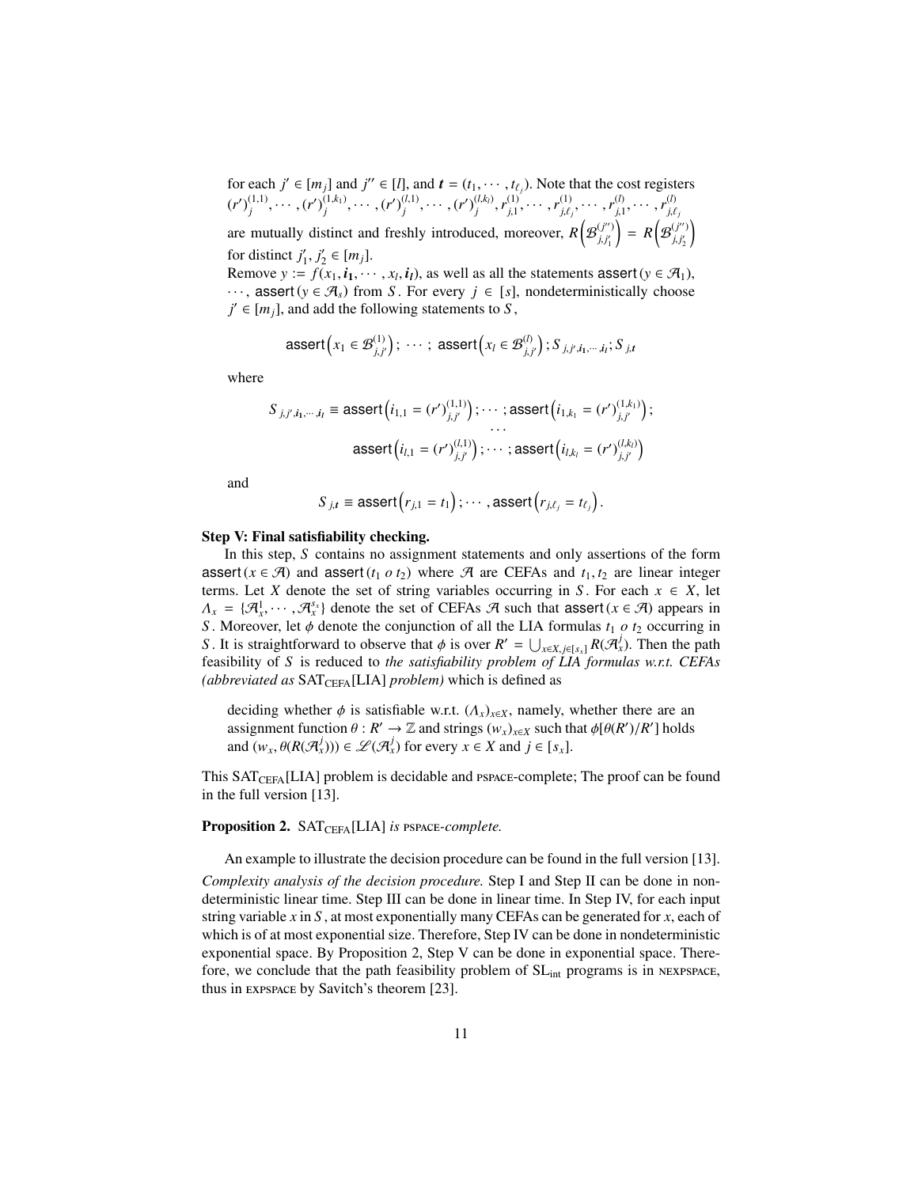for each $j' \in [m_j]$ and $j'' \in [l]$, and $\boldsymbol{t} = (t_1, \cdots, t_{\ell_j})$. Note that the cost registers $(r')^{(1,1)}_j, \cdots, (r')^{(1,k_1)}_j, \cdots, (r')^{(l,1)}_j, \cdots, (r')^{(l,k_l)}_j, r^{(1)}_{j,1}, \cdots, r^{(1)}_{j,\ell_j}, \cdots, r^{(l)}_{j,1}, \cdots, r^{(l)}_{j,\ell_j}$ are mutually distinct and freshly introduced, moreover, $R\left(\mathcal{B}^{(j'')}_{j,j'_1}\right) = R\left(\mathcal{B}^{(j'')}_{j,j'_2}\right)$ for distinct $j'_1, j'_2 \in [m_j]$.

Remove $y := f(x_1, \boldsymbol{i_1}, \cdots, x_l, \boldsymbol{i_l})$, as well as all the statements $\mathsf{assert}(y \in \mathcal{A}_1)$, $\cdots$, $\mathsf{assert}(y \in \mathcal{A}_s)$ from $S$. For every $j \in [s]$, nondeterministically choose $j' \in [m_j]$, and add the following statements to $S$,

$$\mathsf{assert}\left(x_1 \in \mathcal{B}^{(1)}_{j,j'}\right);\ \cdots;\ \mathsf{assert}\left(x_l \in \mathcal{B}^{(l)}_{j,j'}\right); S_{j,j',\boldsymbol{i_1},\cdots,\boldsymbol{i_l}}; S_{j,\boldsymbol{t}}$$

where

$$S_{j,j',\boldsymbol{i_1},\cdots,\boldsymbol{i_l}} \equiv \mathsf{assert}\left(i_{1,1} = (r')^{(1,1)}_{j,j'}\right); \cdots; \mathsf{assert}\left(i_{1,k_1} = (r')^{(1,k_1)}_{j,j'}\right);$$
$$\cdots$$
$$\mathsf{assert}\left(i_{l,1} = (r')^{(l,1)}_{j,j'}\right); \cdots; \mathsf{assert}\left(i_{l,k_l} = (r')^{(l,k_l)}_{j,j'}\right)$$

and

$$S_{j,\boldsymbol{t}} \equiv \mathsf{assert}\left(r_{j,1} = t_1\right); \cdots, \mathsf{assert}\left(r_{j,\ell_j} = t_{\ell_j}\right).$$

**Step V: Final satisfiability checking.**

In this step, $S$ contains no assignment statements and only assertions of the form $\mathsf{assert}(x \in \mathcal{A})$ and $\mathsf{assert}(t_1\ o\ t_2)$ where $\mathcal{A}$ are CEFAs and $t_1, t_2$ are linear integer terms. Let $X$ denote the set of string variables occurring in $S$. For each $x \in X$, let $\Lambda_x = \{\mathcal{A}^1_x, \cdots, \mathcal{A}^{s_x}_x\}$ denote the set of CEFAs $\mathcal{A}$ such that $\mathsf{assert}(x \in \mathcal{A})$ appears in $S$. Moreover, let $\phi$ denote the conjunction of all the LIA formulas $t_1\ o\ t_2$ occurring in $S$. It is straightforward to observe that $\phi$ is over $R' = \bigcup_{x \in X, j \in [s_x]} R(\mathcal{A}^j_x)$. Then the path feasibility of $S$ is reduced to *the satisfiability problem of LIA formulas w.r.t. CEFAs (abbreviated as* $\mathrm{SAT}_{\mathrm{CEFA}}[\mathrm{LIA}]$ *problem)* which is defined as

> deciding whether $\phi$ is satisfiable w.r.t. $(\Lambda_x)_{x \in X}$, namely, whether there are an assignment function $\theta : R' \to \mathbb{Z}$ and strings $(w_x)_{x \in X}$ such that $\phi[\theta(R')/R']$ holds and $(w_x, \theta(R(\mathcal{A}^j_x))) \in \mathscr{L}(\mathcal{A}^j_x)$ for every $x \in X$ and $j \in [s_x]$.

This $\mathrm{SAT}_{\mathrm{CEFA}}[\mathrm{LIA}]$ problem is decidable and PSPACE-complete; The proof can be found in the full version [13].

**Proposition 2.** $\mathrm{SAT}_{\mathrm{CEFA}}[\mathrm{LIA}]$ *is* PSPACE*-complete.*

An example to illustrate the decision procedure can be found in the full version [13].

*Complexity analysis of the decision procedure.* Step I and Step II can be done in nondeterministic linear time. Step III can be done in linear time. In Step IV, for each input string variable $x$ in $S$, at most exponentially many CEFAs can be generated for $x$, each of which is of at most exponential size. Therefore, Step IV can be done in nondeterministic exponential space. By Proposition 2, Step V can be done in exponential space. Therefore, we conclude that the path feasibility problem of $\mathrm{SL}_{\mathrm{int}}$ programs is in NEXPSPACE, thus in EXPSPACE by Savitch's theorem [23].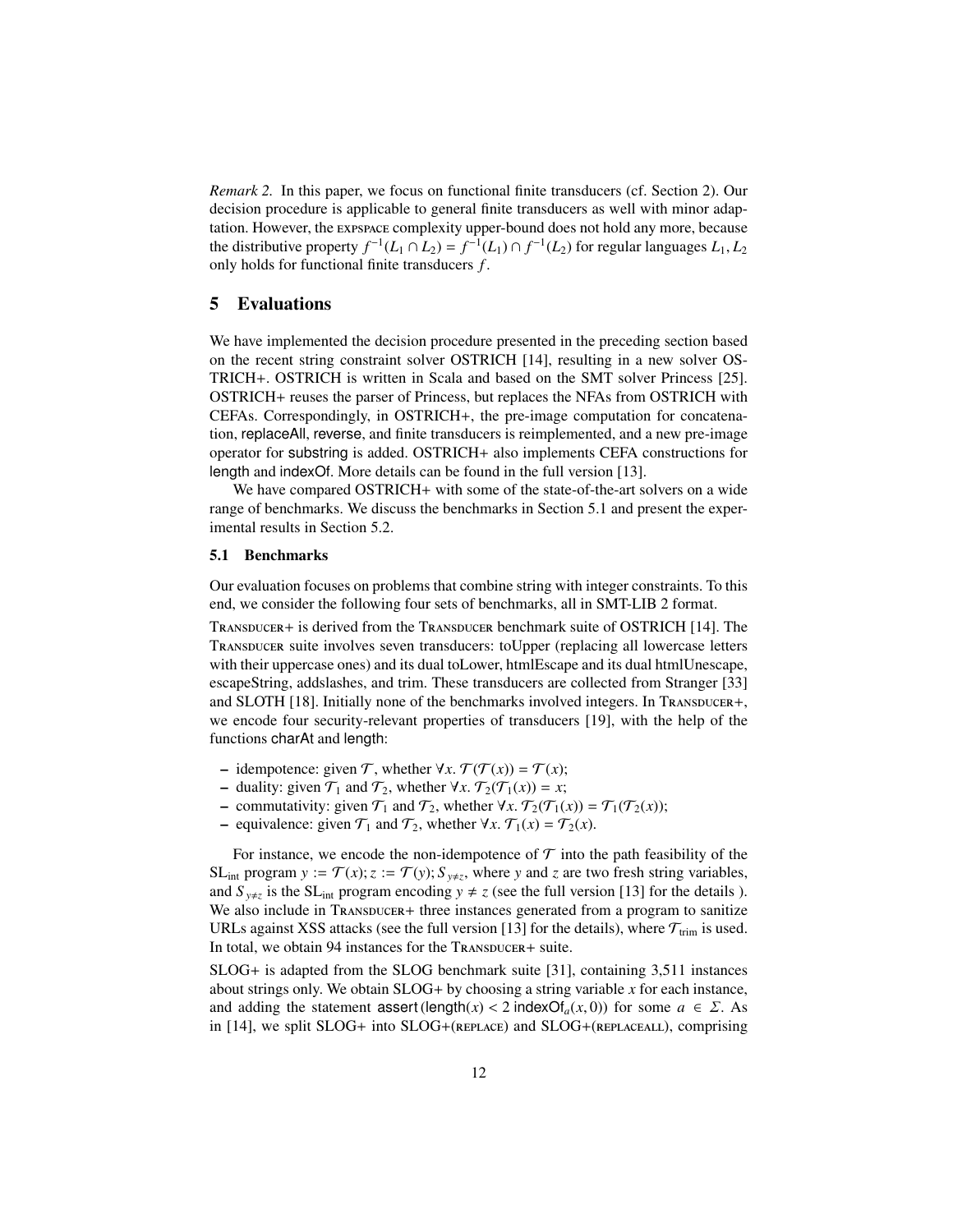*Remark 2.* In this paper, we focus on functional finite transducers (cf. Section 2). Our decision procedure is applicable to general finite transducers as well with minor adaptation. However, the EXPSPACE complexity upper-bound does not hold any more, because the distributive property $f^{-1}(L_1 \cap L_2) = f^{-1}(L_1) \cap f^{-1}(L_2)$ for regular languages $L_1, L_2$ only holds for functional finite transducers $f$.

## 5 Evaluations

We have implemented the decision procedure presented in the preceding section based on the recent string constraint solver OSTRICH [14], resulting in a new solver OSTRICH+. OSTRICH is written in Scala and based on the SMT solver Princess [25]. OSTRICH+ reuses the parser of Princess, but replaces the NFAs from OSTRICH with CEFAs. Correspondingly, in OSTRICH+, the pre-image computation for concatenation, replaceAll, reverse, and finite transducers is reimplemented, and a new pre-image operator for substring is added. OSTRICH+ also implements CEFA constructions for length and indexOf. More details can be found in the full version [13].

We have compared OSTRICH+ with some of the state-of-the-art solvers on a wide range of benchmarks. We discuss the benchmarks in Section 5.1 and present the experimental results in Section 5.2.

### 5.1 Benchmarks

Our evaluation focuses on problems that combine string with integer constraints. To this end, we consider the following four sets of benchmarks, all in SMT-LIB 2 format.

TRANSDUCER+ is derived from the TRANSDUCER benchmark suite of OSTRICH [14]. The TRANSDUCER suite involves seven transducers: toUpper (replacing all lowercase letters with their uppercase ones) and its dual toLower, htmlEscape and its dual htmlUnescape, escapeString, addslashes, and trim. These transducers are collected from Stranger [33] and SLOTH [18]. Initially none of the benchmarks involved integers. In TRANSDUCER+, we encode four security-relevant properties of transducers [19], with the help of the functions charAt and length:

- idempotence: given $\mathcal{T}$, whether $\forall x.\ \mathcal{T}(\mathcal{T}(x)) = \mathcal{T}(x)$;
- duality: given $\mathcal{T}_1$ and $\mathcal{T}_2$, whether $\forall x.\ \mathcal{T}_2(\mathcal{T}_1(x)) = x$;
- commutativity: given $\mathcal{T}_1$ and $\mathcal{T}_2$, whether $\forall x.\ \mathcal{T}_2(\mathcal{T}_1(x)) = \mathcal{T}_1(\mathcal{T}_2(x))$;
- equivalence: given $\mathcal{T}_1$ and $\mathcal{T}_2$, whether $\forall x.\ \mathcal{T}_1(x) = \mathcal{T}_2(x)$.

For instance, we encode the non-idempotence of $\mathcal{T}$ into the path feasibility of the $\mathrm{SL}_{\mathrm{int}}$ program $y := \mathcal{T}(x); z := \mathcal{T}(y); S_{y \neq z}$, where $y$ and $z$ are two fresh string variables, and $S_{y \neq z}$ is the $\mathrm{SL}_{\mathrm{int}}$ program encoding $y \neq z$ (see the full version [13] for the details ). We also include in TRANSDUCER+ three instances generated from a program to sanitize URLs against XSS attacks (see the full version [13] for the details), where $\mathcal{T}_{\mathrm{trim}}$ is used. In total, we obtain 94 instances for the TRANSDUCER+ suite.

SLOG+ is adapted from the SLOG benchmark suite [31], containing 3,511 instances about strings only. We obtain SLOG+ by choosing a string variable $x$ for each instance, and adding the statement $\mathsf{assert}(\mathsf{length}(x) < 2\ \mathsf{indexOf}_a(x, 0))$ for some $a \in \Sigma$. As in [14], we split SLOG+ into SLOG+(REPLACE) and SLOG+(REPLACEALL), comprising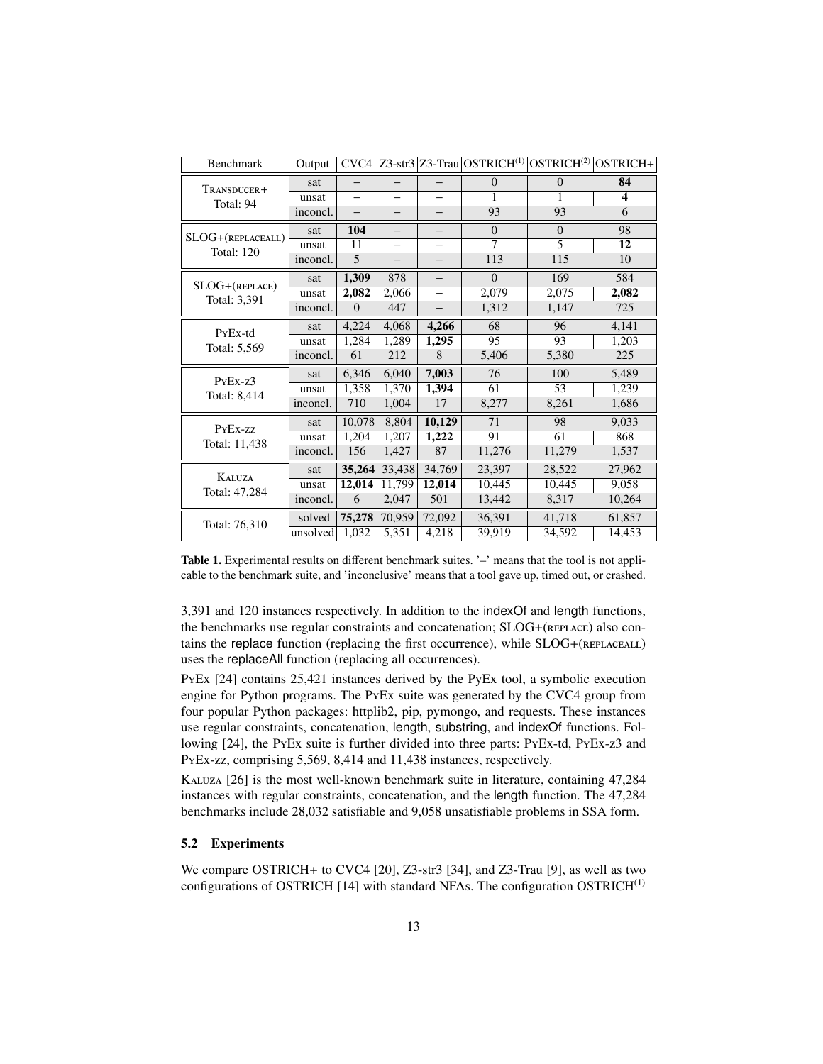| Benchmark | Output | CVC4 | Z3-str3 | Z3-Trau | OSTRICH$^{(1)}$ | OSTRICH$^{(2)}$ | OSTRICH+ |
|---|---|---|---|---|---|---|---|
| TRANSDUCER+ Total: 94 | sat | – | – | – | 0 | 0 | **84** |
| | unsat | – | – | – | 1 | 1 | **4** |
| | inconcl. | – | – | – | 93 | 93 | 6 |
| SLOG+(REPLACEALL) Total: 120 | sat | **104** | – | – | 0 | 0 | 98 |
| | unsat | 11 | – | – | 7 | 5 | **12** |
| | inconcl. | 5 | – | – | 113 | 115 | 10 |
| SLOG+(REPLACE) Total: 3,391 | sat | **1,309** | 878 | – | 0 | 169 | 584 |
| | unsat | **2,082** | 2,066 | – | 2,079 | 2,075 | **2,082** |
| | inconcl. | 0 | 447 | – | 1,312 | 1,147 | 725 |
| PyEx-td Total: 5,569 | sat | 4,224 | 4,068 | **4,266** | 68 | 96 | 4,141 |
| | unsat | 1,284 | 1,289 | **1,295** | 95 | 93 | 1,203 |
| | inconcl. | 61 | 212 | 8 | 5,406 | 5,380 | 225 |
| PyEx-z3 Total: 8,414 | sat | 6,346 | 6,040 | **7,003** | 76 | 100 | 5,489 |
| | unsat | 1,358 | 1,370 | **1,394** | 61 | 53 | 1,239 |
| | inconcl. | 710 | 1,004 | 17 | 8,277 | 8,261 | 1,686 |
| PyEx-zz Total: 11,438 | sat | 10,078 | 8,804 | **10,129** | 71 | 98 | 9,033 |
| | unsat | 1,204 | 1,207 | **1,222** | 91 | 61 | 868 |
| | inconcl. | 156 | 1,427 | 87 | 11,276 | 11,279 | 1,537 |
| KALUZA Total: 47,284 | sat | **35,264** | 33,438 | 34,769 | 23,397 | 28,522 | 27,962 |
| | unsat | **12,014** | 11,799 | **12,014** | 10,445 | 10,445 | 9,058 |
| | inconcl. | 6 | 2,047 | 501 | 13,442 | 8,317 | 10,264 |
| Total: 76,310 | solved | **75,278** | 70,959 | 72,092 | 36,391 | 41,718 | 61,857 |
| | unsolved | 1,032 | 5,351 | 4,218 | 39,919 | 34,592 | 14,453 |

**Table 1.** Experimental results on different benchmark suites. '–' means that the tool is not applicable to the benchmark suite, and 'inconclusive' means that a tool gave up, timed out, or crashed.

3,391 and 120 instances respectively. In addition to the indexOf and length functions, the benchmarks use regular constraints and concatenation; SLOG+(REPLACE) also contains the replace function (replacing the first occurrence), while SLOG+(REPLACEALL) uses the replaceAll function (replacing all occurrences).

PyEx [24] contains 25,421 instances derived by the PyEx tool, a symbolic execution engine for Python programs. The PyEx suite was generated by the CVC4 group from four popular Python packages: httplib2, pip, pymongo, and requests. These instances use regular constraints, concatenation, length, substring, and indexOf functions. Following [24], the PyEx suite is further divided into three parts: PyEx-td, PyEx-z3 and PyEx-zz, comprising 5,569, 8,414 and 11,438 instances, respectively.

KALUZA [26] is the most well-known benchmark suite in literature, containing 47,284 instances with regular constraints, concatenation, and the length function. The 47,284 benchmarks include 28,032 satisfiable and 9,058 unsatisfiable problems in SSA form.

### 5.2 Experiments

We compare OSTRICH+ to CVC4 [20], Z3-str3 [34], and Z3-Trau [9], as well as two configurations of OSTRICH [14] with standard NFAs. The configuration OSTRICH$^{(1)}$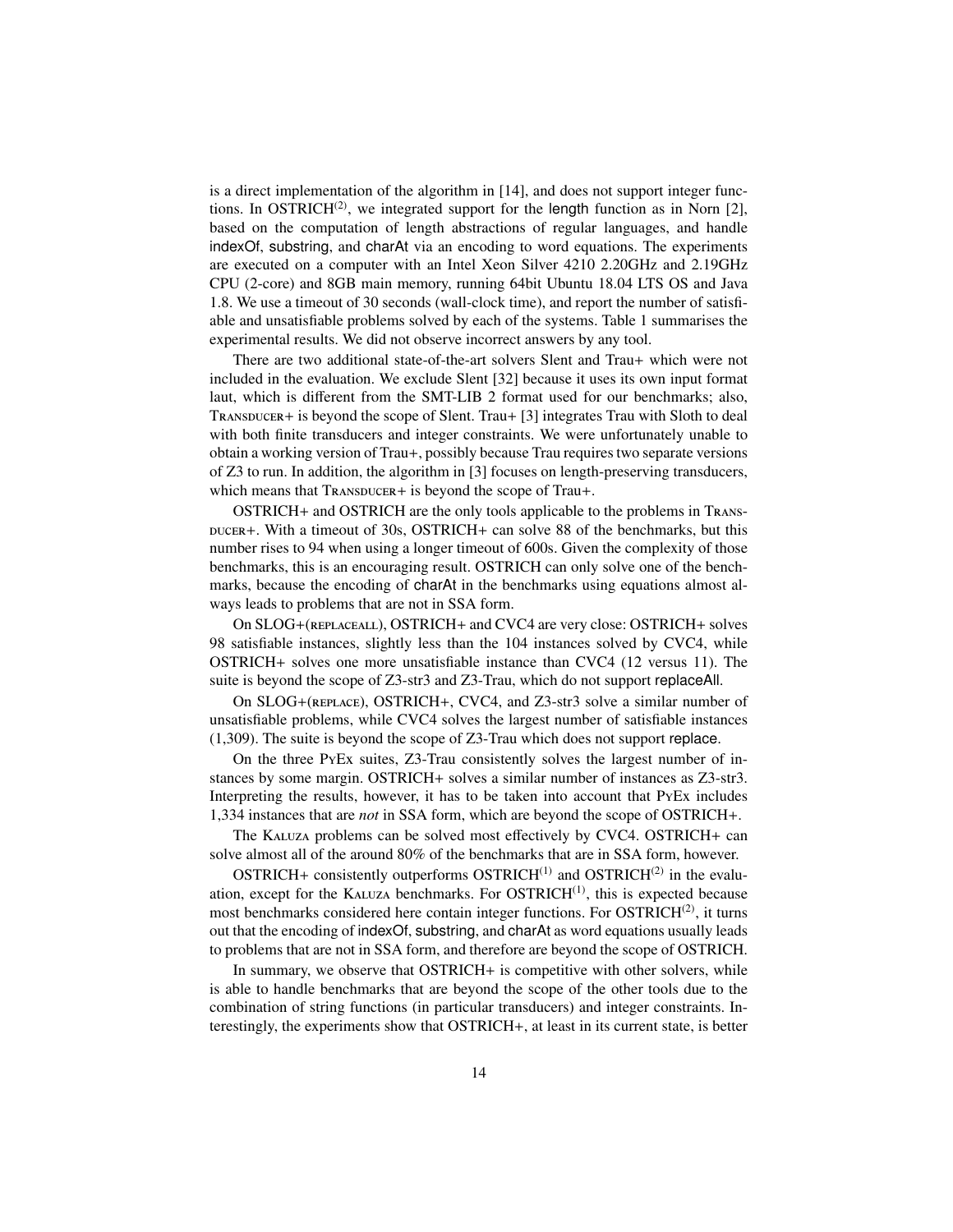is a direct implementation of the algorithm in [14], and does not support integer functions. In OSTRICH$^{(2)}$, we integrated support for the length function as in Norn [2], based on the computation of length abstractions of regular languages, and handle indexOf, substring, and charAt via an encoding to word equations. The experiments are executed on a computer with an Intel Xeon Silver 4210 2.20GHz and 2.19GHz CPU (2-core) and 8GB main memory, running 64bit Ubuntu 18.04 LTS OS and Java 1.8. We use a timeout of 30 seconds (wall-clock time), and report the number of satisfiable and unsatisfiable problems solved by each of the systems. Table 1 summarises the experimental results. We did not observe incorrect answers by any tool.

There are two additional state-of-the-art solvers Slent and Trau+ which were not included in the evaluation. We exclude Slent [32] because it uses its own input format laut, which is different from the SMT-LIB 2 format used for our benchmarks; also, TRANSDUCER+ is beyond the scope of Slent. Trau+ [3] integrates Trau with Sloth to deal with both finite transducers and integer constraints. We were unfortunately unable to obtain a working version of Trau+, possibly because Trau requires two separate versions of Z3 to run. In addition, the algorithm in [3] focuses on length-preserving transducers, which means that TRANSDUCER+ is beyond the scope of Trau+.

OSTRICH+ and OSTRICH are the only tools applicable to the problems in TRANSDUCER+. With a timeout of 30s, OSTRICH+ can solve 88 of the benchmarks, but this number rises to 94 when using a longer timeout of 600s. Given the complexity of those benchmarks, this is an encouraging result. OSTRICH can only solve one of the benchmarks, because the encoding of charAt in the benchmarks using equations almost always leads to problems that are not in SSA form.

On SLOG+(REPLACEALL), OSTRICH+ and CVC4 are very close: OSTRICH+ solves 98 satisfiable instances, slightly less than the 104 instances solved by CVC4, while OSTRICH+ solves one more unsatisfiable instance than CVC4 (12 versus 11). The suite is beyond the scope of Z3-str3 and Z3-Trau, which do not support replaceAll.

On SLOG+(REPLACE), OSTRICH+, CVC4, and Z3-str3 solve a similar number of unsatisfiable problems, while CVC4 solves the largest number of satisfiable instances (1,309). The suite is beyond the scope of Z3-Trau which does not support replace.

On the three PYEX suites, Z3-Trau consistently solves the largest number of instances by some margin. OSTRICH+ solves a similar number of instances as Z3-str3. Interpreting the results, however, it has to be taken into account that PYEX includes 1,334 instances that are *not* in SSA form, which are beyond the scope of OSTRICH+.

The KALUZA problems can be solved most effectively by CVC4. OSTRICH+ can solve almost all of the around 80% of the benchmarks that are in SSA form, however.

OSTRICH+ consistently outperforms OSTRICH$^{(1)}$ and OSTRICH$^{(2)}$ in the evaluation, except for the KALUZA benchmarks. For OSTRICH$^{(1)}$, this is expected because most benchmarks considered here contain integer functions. For OSTRICH$^{(2)}$, it turns out that the encoding of indexOf, substring, and charAt as word equations usually leads to problems that are not in SSA form, and therefore are beyond the scope of OSTRICH.

In summary, we observe that OSTRICH+ is competitive with other solvers, while is able to handle benchmarks that are beyond the scope of the other tools due to the combination of string functions (in particular transducers) and integer constraints. Interestingly, the experiments show that OSTRICH+, at least in its current state, is better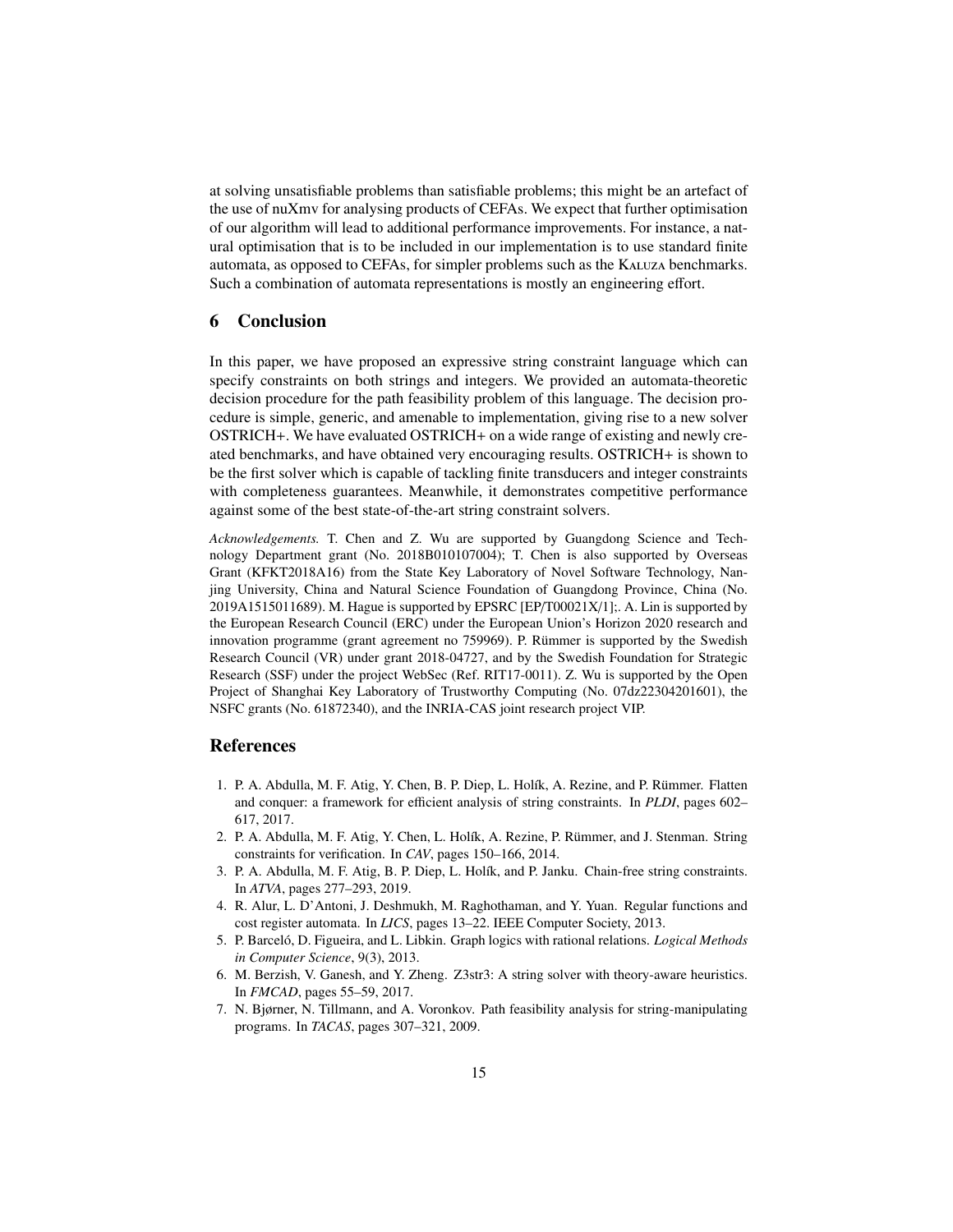at solving unsatisfiable problems than satisfiable problems; this might be an artefact of the use of nuXmv for analysing products of CEFAs. We expect that further optimisation of our algorithm will lead to additional performance improvements. For instance, a natural optimisation that is to be included in our implementation is to use standard finite automata, as opposed to CEFAs, for simpler problems such as the KALUZA benchmarks. Such a combination of automata representations is mostly an engineering effort.

## 6 Conclusion

In this paper, we have proposed an expressive string constraint language which can specify constraints on both strings and integers. We provided an automata-theoretic decision procedure for the path feasibility problem of this language. The decision procedure is simple, generic, and amenable to implementation, giving rise to a new solver OSTRICH+. We have evaluated OSTRICH+ on a wide range of existing and newly created benchmarks, and have obtained very encouraging results. OSTRICH+ is shown to be the first solver which is capable of tackling finite transducers and integer constraints with completeness guarantees. Meanwhile, it demonstrates competitive performance against some of the best state-of-the-art string constraint solvers.

*Acknowledgements.* T. Chen and Z. Wu are supported by Guangdong Science and Technology Department grant (No. 2018B010107004); T. Chen is also supported by Overseas Grant (KFKT2018A16) from the State Key Laboratory of Novel Software Technology, Nanjing University, China and Natural Science Foundation of Guangdong Province, China (No. 2019A1515011689). M. Hague is supported by EPSRC [EP/T00021X/1];. A. Lin is supported by the European Research Council (ERC) under the European Union's Horizon 2020 research and innovation programme (grant agreement no 759969). P. Rümmer is supported by the Swedish Research Council (VR) under grant 2018-04727, and by the Swedish Foundation for Strategic Research (SSF) under the project WebSec (Ref. RIT17-0011). Z. Wu is supported by the Open Project of Shanghai Key Laboratory of Trustworthy Computing (No. 07dz22304201601), the NSFC grants (No. 61872340), and the INRIA-CAS joint research project VIP.

## References

1. P. A. Abdulla, M. F. Atig, Y. Chen, B. P. Diep, L. Holík, A. Rezine, and P. Rümmer. Flatten and conquer: a framework for efficient analysis of string constraints. In *PLDI*, pages 602–617, 2017.
2. P. A. Abdulla, M. F. Atig, Y. Chen, L. Holík, A. Rezine, P. Rümmer, and J. Stenman. String constraints for verification. In *CAV*, pages 150–166, 2014.
3. P. A. Abdulla, M. F. Atig, B. P. Diep, L. Holík, and P. Janku. Chain-free string constraints. In *ATVA*, pages 277–293, 2019.
4. R. Alur, L. D'Antoni, J. Deshmukh, M. Raghothaman, and Y. Yuan. Regular functions and cost register automata. In *LICS*, pages 13–22. IEEE Computer Society, 2013.
5. P. Barceló, D. Figueira, and L. Libkin. Graph logics with rational relations. *Logical Methods in Computer Science*, 9(3), 2013.
6. M. Berzish, V. Ganesh, and Y. Zheng. Z3str3: A string solver with theory-aware heuristics. In *FMCAD*, pages 55–59, 2017.
7. N. Bjørner, N. Tillmann, and A. Voronkov. Path feasibility analysis for string-manipulating programs. In *TACAS*, pages 307–321, 2009.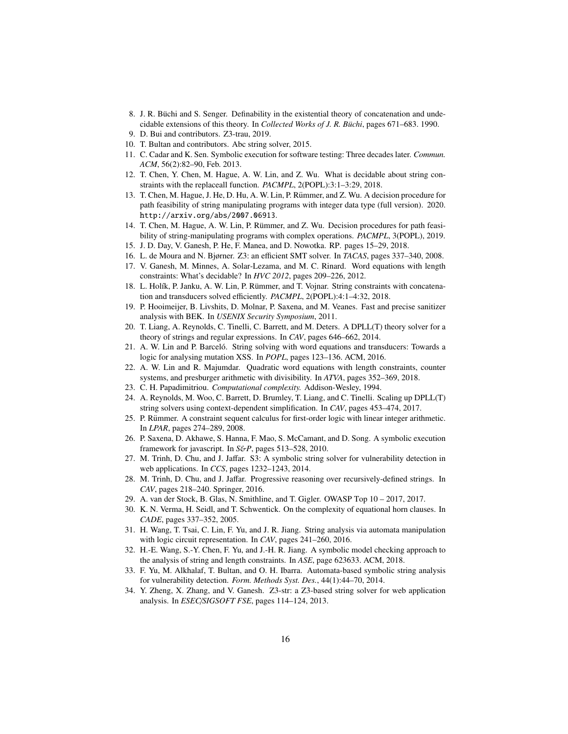8. J. R. Büchi and S. Senger. Definability in the existential theory of concatenation and undecidable extensions of this theory. In *Collected Works of J. R. Büchi*, pages 671–683. 1990.
9. D. Bui and contributors. Z3-trau, 2019.
10. T. Bultan and contributors. Abc string solver, 2015.
11. C. Cadar and K. Sen. Symbolic execution for software testing: Three decades later. *Commun. ACM*, 56(2):82–90, Feb. 2013.
12. T. Chen, Y. Chen, M. Hague, A. W. Lin, and Z. Wu. What is decidable about string constraints with the replaceall function. *PACMPL*, 2(POPL):3:1–3:29, 2018.
13. T. Chen, M. Hague, J. He, D. Hu, A. W. Lin, P. Rümmer, and Z. Wu. A decision procedure for path feasibility of string manipulating programs with integer data type (full version). 2020. http://arxiv.org/abs/2007.06913.
14. T. Chen, M. Hague, A. W. Lin, P. Rümmer, and Z. Wu. Decision procedures for path feasibility of string-manipulating programs with complex operations. *PACMPL*, 3(POPL), 2019.
15. J. D. Day, V. Ganesh, P. He, F. Manea, and D. Nowotka. RP. pages 15–29, 2018.
16. L. de Moura and N. Bjørner. Z3: an efficient SMT solver. In *TACAS*, pages 337–340, 2008.
17. V. Ganesh, M. Minnes, A. Solar-Lezama, and M. C. Rinard. Word equations with length constraints: What's decidable? In *HVC 2012*, pages 209–226, 2012.
18. L. Holík, P. Janku, A. W. Lin, P. Rümmer, and T. Vojnar. String constraints with concatenation and transducers solved efficiently. *PACMPL*, 2(POPL):4:1–4:32, 2018.
19. P. Hooimeijer, B. Livshits, D. Molnar, P. Saxena, and M. Veanes. Fast and precise sanitizer analysis with BEK. In *USENIX Security Symposium*, 2011.
20. T. Liang, A. Reynolds, C. Tinelli, C. Barrett, and M. Deters. A DPLL(T) theory solver for a theory of strings and regular expressions. In *CAV*, pages 646–662, 2014.
21. A. W. Lin and P. Barceló. String solving with word equations and transducers: Towards a logic for analysing mutation XSS. In *POPL*, pages 123–136. ACM, 2016.
22. A. W. Lin and R. Majumdar. Quadratic word equations with length constraints, counter systems, and presburger arithmetic with divisibility. In *ATVA*, pages 352–369, 2018.
23. C. H. Papadimitriou. *Computational complexity.* Addison-Wesley, 1994.
24. A. Reynolds, M. Woo, C. Barrett, D. Brumley, T. Liang, and C. Tinelli. Scaling up DPLL(T) string solvers using context-dependent simplification. In *CAV*, pages 453–474, 2017.
25. P. Rümmer. A constraint sequent calculus for first-order logic with linear integer arithmetic. In *LPAR*, pages 274–289, 2008.
26. P. Saxena, D. Akhawe, S. Hanna, F. Mao, S. McCamant, and D. Song. A symbolic execution framework for javascript. In *S&P*, pages 513–528, 2010.
27. M. Trinh, D. Chu, and J. Jaffar. S3: A symbolic string solver for vulnerability detection in web applications. In *CCS*, pages 1232–1243, 2014.
28. M. Trinh, D. Chu, and J. Jaffar. Progressive reasoning over recursively-defined strings. In *CAV*, pages 218–240. Springer, 2016.
29. A. van der Stock, B. Glas, N. Smithline, and T. Gigler. OWASP Top 10 – 2017, 2017.
30. K. N. Verma, H. Seidl, and T. Schwentick. On the complexity of equational horn clauses. In *CADE*, pages 337–352, 2005.
31. H. Wang, T. Tsai, C. Lin, F. Yu, and J. R. Jiang. String analysis via automata manipulation with logic circuit representation. In *CAV*, pages 241–260, 2016.
32. H.-E. Wang, S.-Y. Chen, F. Yu, and J.-H. R. Jiang. A symbolic model checking approach to the analysis of string and length constraints. In *ASE*, page 623633. ACM, 2018.
33. F. Yu, M. Alkhalaf, T. Bultan, and O. H. Ibarra. Automata-based symbolic string analysis for vulnerability detection. *Form. Methods Syst. Des.*, 44(1):44–70, 2014.
34. Y. Zheng, X. Zhang, and V. Ganesh. Z3-str: a Z3-based string solver for web application analysis. In *ESEC/SIGSOFT FSE*, pages 114–124, 2013.